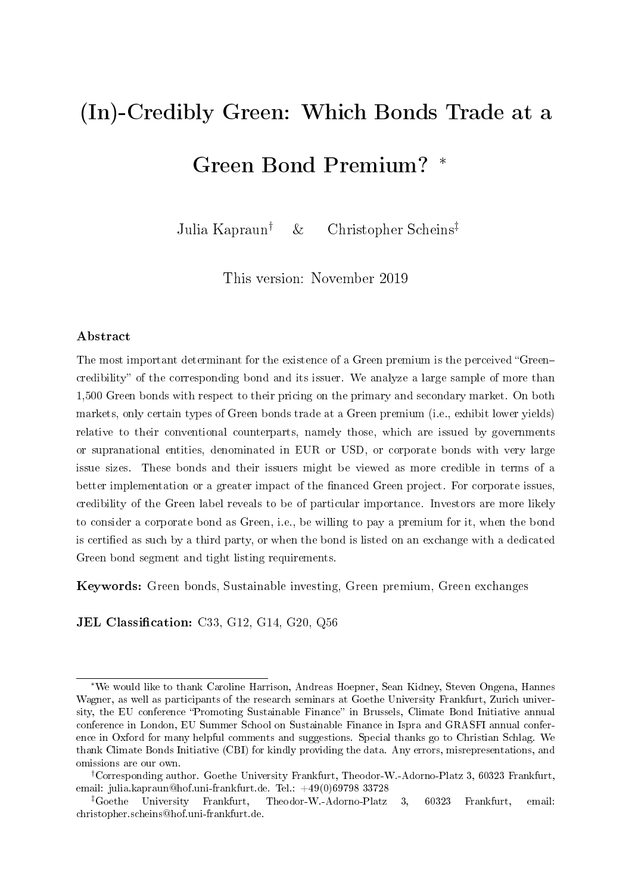# (In)-Credibly Green: Which Bonds Trade at a Green Bond Premium? [*]

Julia Kapraun[†] & Christopher Scheins[‡]

This version: November 2019

## Abstract

The most important determinant for the existence of a Green premium is the perceived "Green–credibility" of the corresponding bond and its issuer. We analyze a large sample of more than 1,500 Green bonds with respect to their pricing on the primary and secondary market. On both markets, only certain types of Green bonds trade at a Green premium (i.e., exhibit lower yields) relative to their conventional counterparts, namely those, which are issued by governments or supranational entities, denominated in EUR or USD, or corporate bonds with very large issue sizes. These bonds and their issuers might be viewed as more credible in terms of a better implementation or a greater impact of the financed Green project. For corporate issues, credibility of the Green label reveals to be of particular importance. Investors are more likely to consider a corporate bond as Green, i.e., be willing to pay a premium for it, when the bond is certified as such by a third party, or when the bond is listed on an exchange with a dedicated Green bond segment and tight listing requirements.

**Keywords:** Green bonds, Sustainable investing, Green premium, Green exchanges

**JEL Classification:** C33, G12, G14, G20, Q56

---

[*] We would like to thank Caroline Harrison, Andreas Hoepner, Sean Kidney, Steven Ongena, Hannes Wagner, as well as participants of the research seminars at Goethe University Frankfurt, Zurich university, the EU conference "Promoting Sustainable Finance" in Brussels, Climate Bond Initiative annual conference in London, EU Summer School on Sustainable Finance in Ispra and GRASFI annual conference in Oxford for many helpful comments and suggestions. Special thanks go to Christian Schlag. We thank Climate Bonds Initiative (CBI) for kindly providing the data. Any errors, misrepresentations, and omissions are our own.

[†] Corresponding author. Goethe University Frankfurt, Theodor-W.-Adorno-Platz 3, 60323 Frankfurt, email: julia.kapraun@hof.uni-frankfurt.de. Tel.: +49(0)69798 33728

[‡] Goethe University Frankfurt, Theodor-W.-Adorno-Platz 3, 60323 Frankfurt, email: christopher.scheins@hof.uni-frankfurt.de.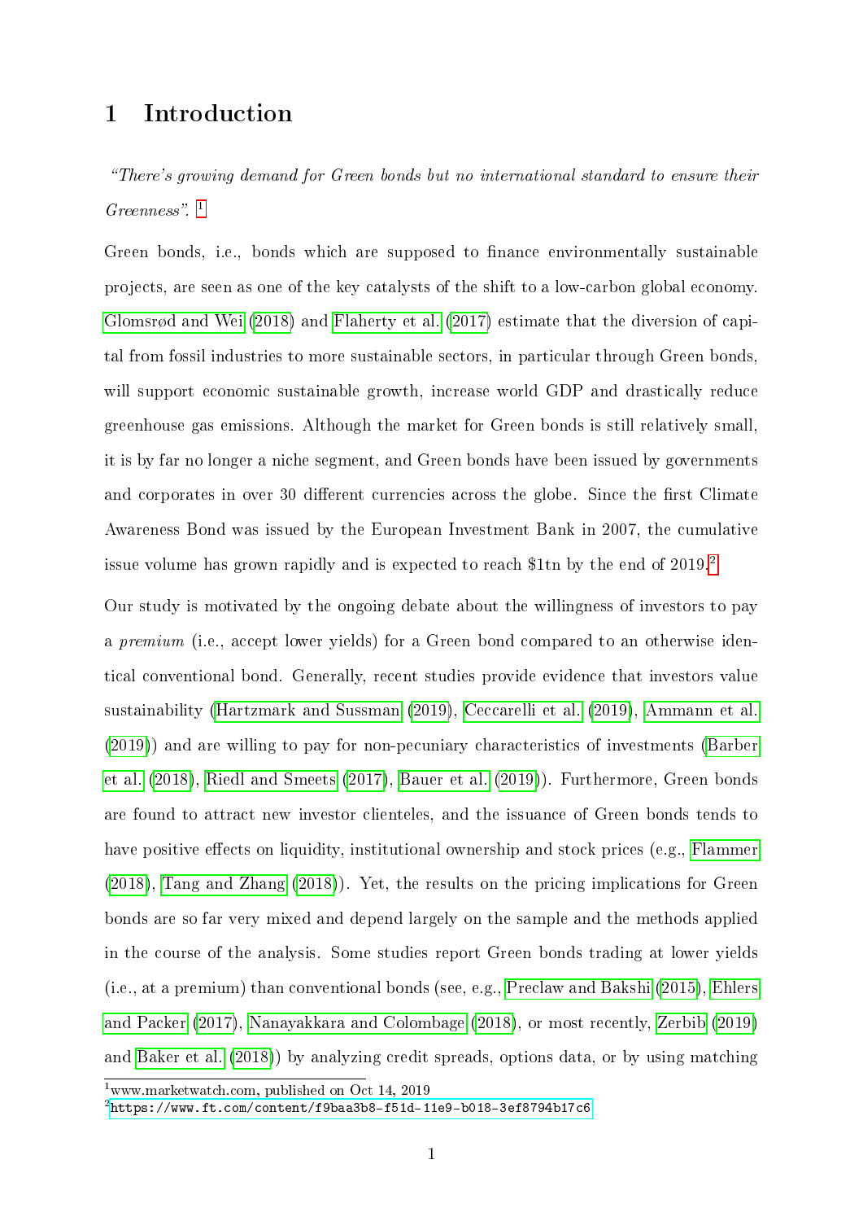# 1 Introduction

*"There's growing demand for Green bonds but no international standard to ensure their Greenness".* [1]

Green bonds, i.e., bonds which are supposed to finance environmentally sustainable projects, are seen as one of the key catalysts of the shift to a low-carbon global economy. Glomsrød and Wei (2018) and Flaherty et al. (2017) estimate that the diversion of capital from fossil industries to more sustainable sectors, in particular through Green bonds, will support economic sustainable growth, increase world GDP and drastically reduce greenhouse gas emissions. Although the market for Green bonds is still relatively small, it is by far no longer a niche segment, and Green bonds have been issued by governments and corporates in over 30 different currencies across the globe. Since the first Climate Awareness Bond was issued by the European Investment Bank in 2007, the cumulative issue volume has grown rapidly and is expected to reach $1tn by the end of 2019.[2]

Our study is motivated by the ongoing debate about the willingness of investors to pay a *premium* (i.e., accept lower yields) for a Green bond compared to an otherwise identical conventional bond. Generally, recent studies provide evidence that investors value sustainability (Hartzmark and Sussman (2019), Ceccarelli et al. (2019), Ammann et al. (2019)) and are willing to pay for non-pecuniary characteristics of investments (Barber et al. (2018), Riedl and Smeets (2017), Bauer et al. (2019)). Furthermore, Green bonds are found to attract new investor clienteles, and the issuance of Green bonds tends to have positive effects on liquidity, institutional ownership and stock prices (e.g., Flammer (2018), Tang and Zhang (2018)). Yet, the results on the pricing implications for Green bonds are so far very mixed and depend largely on the sample and the methods applied in the course of the analysis. Some studies report Green bonds trading at lower yields (i.e., at a premium) than conventional bonds (see, e.g., Preclaw and Bakshi (2015), Ehlers and Packer (2017), Nanayakkara and Colombage (2018), or most recently, Zerbib (2019) and Baker et al. (2018)) by analyzing credit spreads, options data, or by using matching

---

[1] www.marketwatch.com, published on Oct 14, 2019

[2] https://www.ft.com/content/f9baa3b8-f51d-11e9-b018-3ef8794b17c6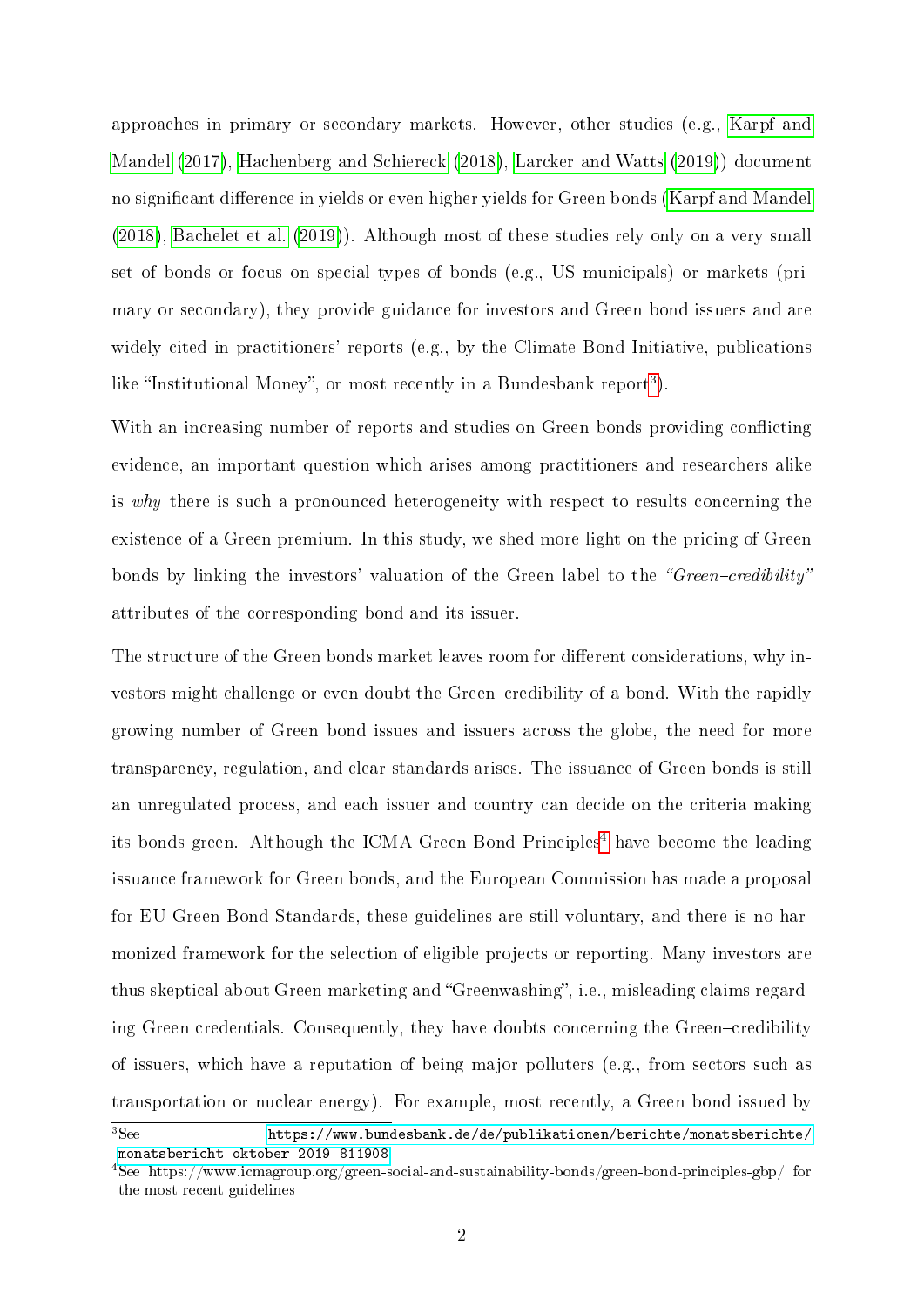approaches in primary or secondary markets. However, other studies (e.g., Karpf and Mandel (2017), Hachenberg and Schiereck (2018), Larcker and Watts (2019)) document no significant difference in yields or even higher yields for Green bonds (Karpf and Mandel (2018), Bachelet et al. (2019)). Although most of these studies rely only on a very small set of bonds or focus on special types of bonds (e.g., US municipals) or markets (primary or secondary), they provide guidance for investors and Green bond issuers and are widely cited in practitioners' reports (e.g., by the Climate Bond Initiative, publications like "Institutional Money", or most recently in a Bundesbank report[3]).

With an increasing number of reports and studies on Green bonds providing conflicting evidence, an important question which arises among practitioners and researchers alike is *why* there is such a pronounced heterogeneity with respect to results concerning the existence of a Green premium. In this study, we shed more light on the pricing of Green bonds by linking the investors' valuation of the Green label to the *"Green–credibility"* attributes of the corresponding bond and its issuer.

The structure of the Green bonds market leaves room for different considerations, why investors might challenge or even doubt the Green–credibility of a bond. With the rapidly growing number of Green bond issues and issuers across the globe, the need for more transparency, regulation, and clear standards arises. The issuance of Green bonds is still an unregulated process, and each issuer and country can decide on the criteria making its bonds green. Although the ICMA Green Bond Principles[4] have become the leading issuance framework for Green bonds, and the European Commission has made a proposal for EU Green Bond Standards, these guidelines are still voluntary, and there is no harmonized framework for the selection of eligible projects or reporting. Many investors are thus skeptical about Green marketing and "Greenwashing", i.e., misleading claims regarding Green credentials. Consequently, they have doubts concerning the Green–credibility of issuers, which have a reputation of being major polluters (e.g., from sectors such as transportation or nuclear energy). For example, most recently, a Green bond issued by

[3] See https://www.bundesbank.de/de/publikationen/berichte/monatsberichte/monatsbericht-oktober-2019-811908

[4] See https://www.icmagroup.org/green-social-and-sustainability-bonds/green-bond-principles-gbp/ for the most recent guidelines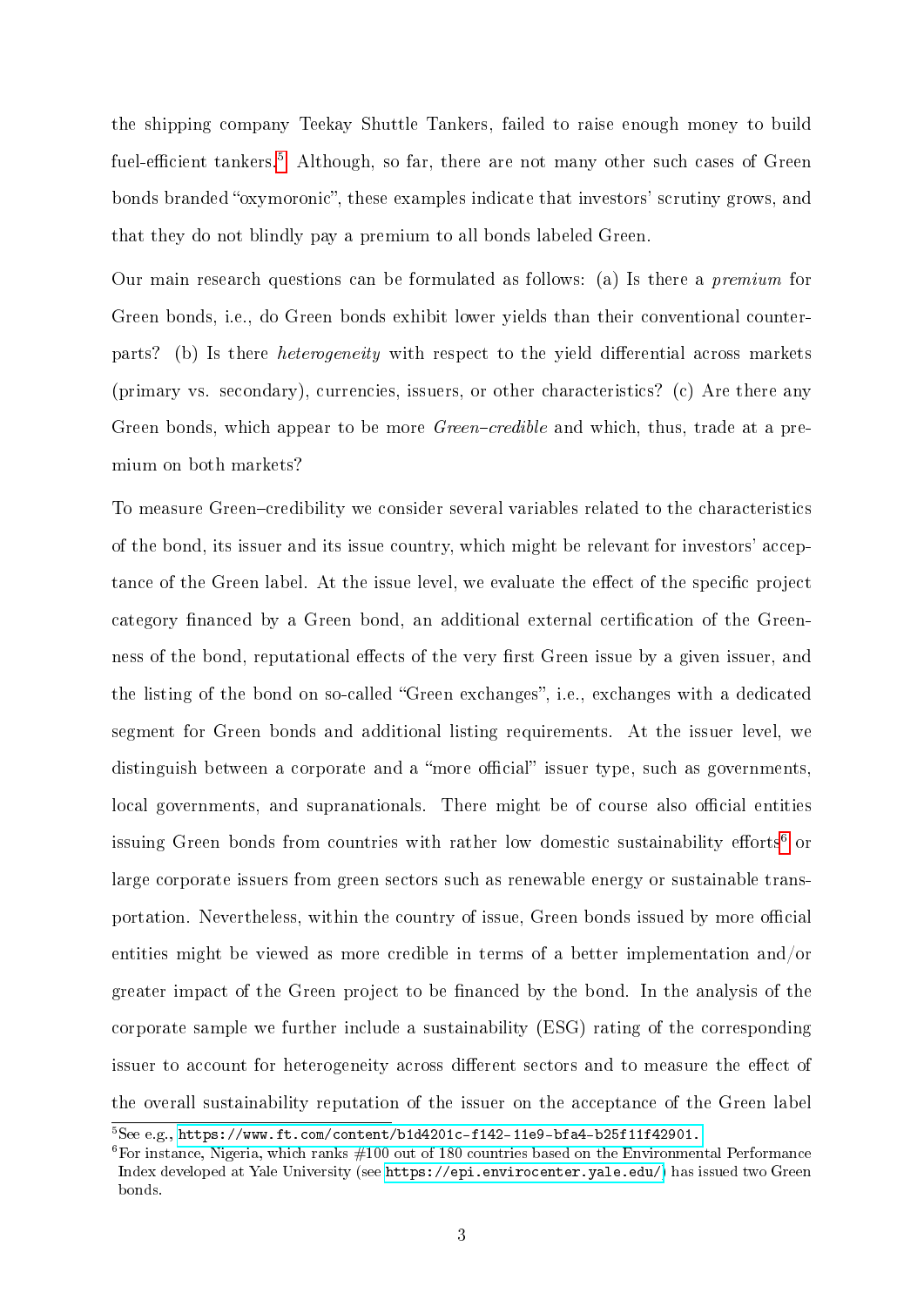the shipping company Teekay Shuttle Tankers, failed to raise enough money to build fuel-efficient tankers.[5] Although, so far, there are not many other such cases of Green bonds branded "oxymoronic", these examples indicate that investors' scrutiny grows, and that they do not blindly pay a premium to all bonds labeled Green.

Our main research questions can be formulated as follows: (a) Is there a *premium* for Green bonds, i.e., do Green bonds exhibit lower yields than their conventional counterparts? (b) Is there *heterogeneity* with respect to the yield differential across markets (primary vs. secondary), currencies, issuers, or other characteristics? (c) Are there any Green bonds, which appear to be more *Green–credible* and which, thus, trade at a premium on both markets?

To measure Green–credibility we consider several variables related to the characteristics of the bond, its issuer and its issue country, which might be relevant for investors' acceptance of the Green label. At the issue level, we evaluate the effect of the specific project category financed by a Green bond, an additional external certification of the Greenness of the bond, reputational effects of the very first Green issue by a given issuer, and the listing of the bond on so-called "Green exchanges", i.e., exchanges with a dedicated segment for Green bonds and additional listing requirements. At the issuer level, we distinguish between a corporate and a "more official" issuer type, such as governments, local governments, and supranationals. There might be of course also official entities issuing Green bonds from countries with rather low domestic sustainability efforts[6] or large corporate issuers from green sectors such as renewable energy or sustainable transportation. Nevertheless, within the country of issue, Green bonds issued by more official entities might be viewed as more credible in terms of a better implementation and/or greater impact of the Green project to be financed by the bond. In the analysis of the corporate sample we further include a sustainability (ESG) rating of the corresponding issuer to account for heterogeneity across different sectors and to measure the effect of the overall sustainability reputation of the issuer on the acceptance of the Green label

---

[5] See e.g., https://www.ft.com/content/b1d4201c-f142-11e9-bfa4-b25f11f42901.

[6] For instance, Nigeria, which ranks #100 out of 180 countries based on the Environmental Performance Index developed at Yale University (see https://epi.envirocenter.yale.edu/) has issued two Green bonds.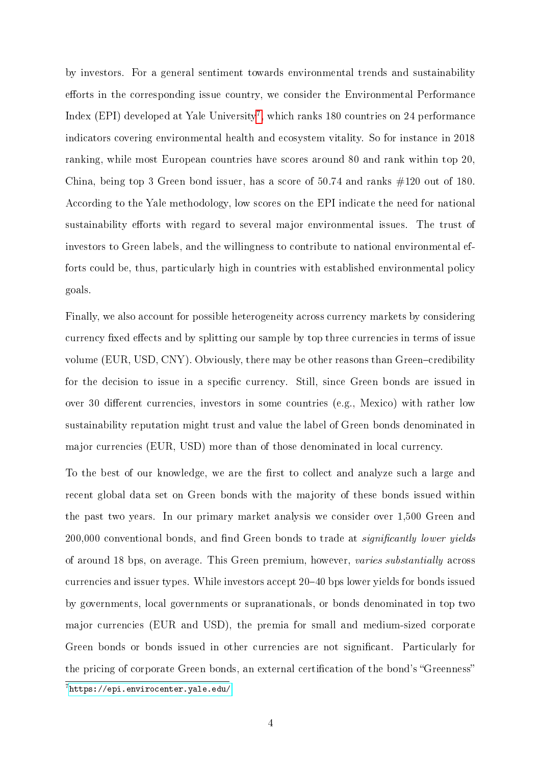by investors. For a general sentiment towards environmental trends and sustainability efforts in the corresponding issue country, we consider the Environmental Performance Index (EPI) developed at Yale University[7], which ranks 180 countries on 24 performance indicators covering environmental health and ecosystem vitality. So for instance in 2018 ranking, while most European countries have scores around 80 and rank within top 20, China, being top 3 Green bond issuer, has a score of 50.74 and ranks #120 out of 180. According to the Yale methodology, low scores on the EPI indicate the need for national sustainability efforts with regard to several major environmental issues. The trust of investors to Green labels, and the willingness to contribute to national environmental efforts could be, thus, particularly high in countries with established environmental policy goals.

Finally, we also account for possible heterogeneity across currency markets by considering currency fixed effects and by splitting our sample by top three currencies in terms of issue volume (EUR, USD, CNY). Obviously, there may be other reasons than Green–credibility for the decision to issue in a specific currency. Still, since Green bonds are issued in over 30 different currencies, investors in some countries (e.g., Mexico) with rather low sustainability reputation might trust and value the label of Green bonds denominated in major currencies (EUR, USD) more than of those denominated in local currency.

To the best of our knowledge, we are the first to collect and analyze such a large and recent global data set on Green bonds with the majority of these bonds issued within the past two years. In our primary market analysis we consider over 1,500 Green and 200,000 conventional bonds, and find Green bonds to trade at *significantly lower yields* of around 18 bps, on average. This Green premium, however, *varies substantially* across currencies and issuer types. While investors accept 20–40 bps lower yields for bonds issued by governments, local governments or supranationals, or bonds denominated in top two major currencies (EUR and USD), the premia for small and medium-sized corporate Green bonds or bonds issued in other currencies are not significant. Particularly for the pricing of corporate Green bonds, an external certification of the bond's "Greenness"

[7] https://epi.envirocenter.yale.edu/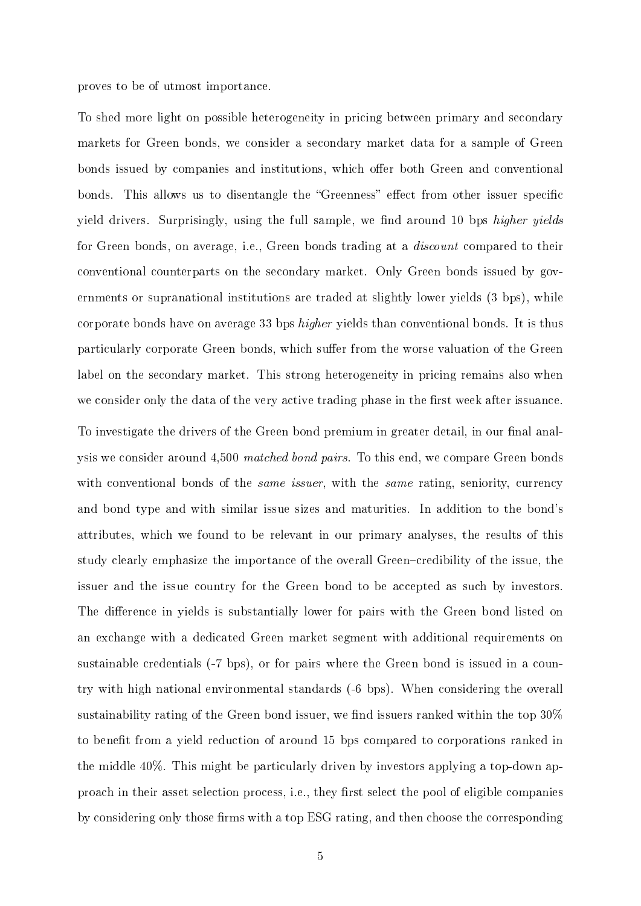proves to be of utmost importance.

To shed more light on possible heterogeneity in pricing between primary and secondary markets for Green bonds, we consider a secondary market data for a sample of Green bonds issued by companies and institutions, which offer both Green and conventional bonds. This allows us to disentangle the "Greenness" effect from other issuer specific yield drivers. Surprisingly, using the full sample, we find around 10 bps *higher yields* for Green bonds, on average, i.e., Green bonds trading at a *discount* compared to their conventional counterparts on the secondary market. Only Green bonds issued by governments or supranational institutions are traded at slightly lower yields (3 bps), while corporate bonds have on average 33 bps *higher* yields than conventional bonds. It is thus particularly corporate Green bonds, which suffer from the worse valuation of the Green label on the secondary market. This strong heterogeneity in pricing remains also when we consider only the data of the very active trading phase in the first week after issuance.

To investigate the drivers of the Green bond premium in greater detail, in our final analysis we consider around 4,500 *matched bond pairs*. To this end, we compare Green bonds with conventional bonds of the *same issuer*, with the *same* rating, seniority, currency and bond type and with similar issue sizes and maturities. In addition to the bond's attributes, which we found to be relevant in our primary analyses, the results of this study clearly emphasize the importance of the overall Green–credibility of the issue, the issuer and the issue country for the Green bond to be accepted as such by investors. The difference in yields is substantially lower for pairs with the Green bond listed on an exchange with a dedicated Green market segment with additional requirements on sustainable credentials (-7 bps), or for pairs where the Green bond is issued in a country with high national environmental standards (-6 bps). When considering the overall sustainability rating of the Green bond issuer, we find issuers ranked within the top 30% to benefit from a yield reduction of around 15 bps compared to corporations ranked in the middle 40%. This might be particularly driven by investors applying a top-down approach in their asset selection process, i.e., they first select the pool of eligible companies by considering only those firms with a top ESG rating, and then choose the corresponding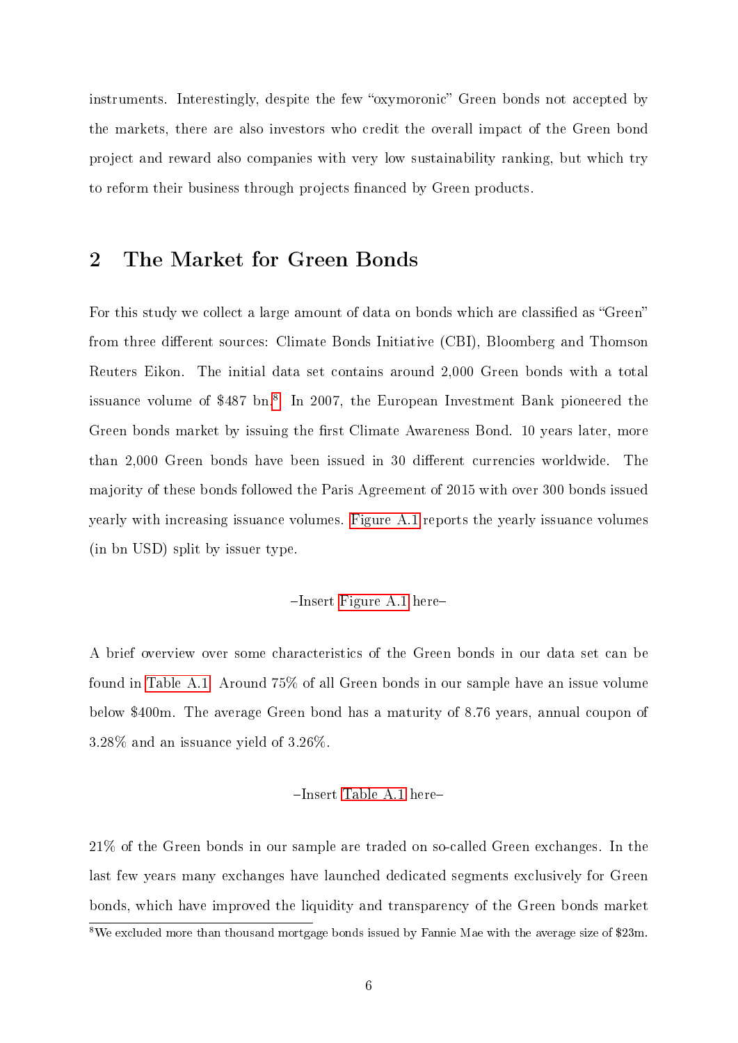instruments. Interestingly, despite the few "oxymoronic" Green bonds not accepted by the markets, there are also investors who credit the overall impact of the Green bond project and reward also companies with very low sustainability ranking, but which try to reform their business through projects financed by Green products.

## 2 The Market for Green Bonds

For this study we collect a large amount of data on bonds which are classified as "Green" from three different sources: Climate Bonds Initiative (CBI), Bloomberg and Thomson Reuters Eikon. The initial data set contains around 2,000 Green bonds with a total issuance volume of $487 bn.[8] In 2007, the European Investment Bank pioneered the Green bonds market by issuing the first Climate Awareness Bond. 10 years later, more than 2,000 Green bonds have been issued in 30 different currencies worldwide. The majority of these bonds followed the Paris Agreement of 2015 with over 300 bonds issued yearly with increasing issuance volumes. Figure A.1 reports the yearly issuance volumes (in bn USD) split by issuer type.

–Insert Figure A.1 here–

A brief overview over some characteristics of the Green bonds in our data set can be found in Table A.1. Around 75% of all Green bonds in our sample have an issue volume below $400m. The average Green bond has a maturity of 8.76 years, annual coupon of 3.28% and an issuance yield of 3.26%.

–Insert Table A.1 here–

21% of the Green bonds in our sample are traded on so-called Green exchanges. In the last few years many exchanges have launched dedicated segments exclusively for Green bonds, which have improved the liquidity and transparency of the Green bonds market

[8] We excluded more than thousand mortgage bonds issued by Fannie Mae with the average size of $23m.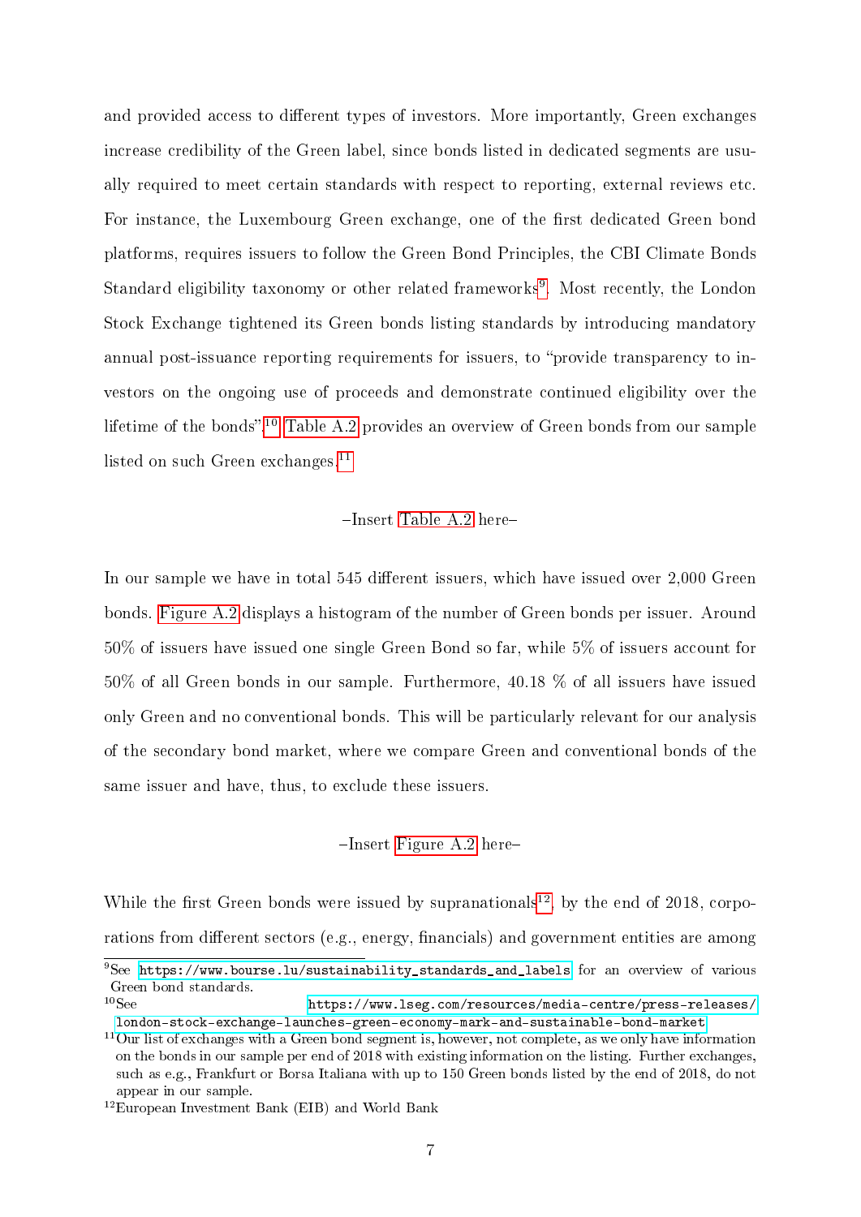and provided access to different types of investors. More importantly, Green exchanges increase credibility of the Green label, since bonds listed in dedicated segments are usually required to meet certain standards with respect to reporting, external reviews etc. For instance, the Luxembourg Green exchange, one of the first dedicated Green bond platforms, requires issuers to follow the Green Bond Principles, the CBI Climate Bonds Standard eligibility taxonomy or other related frameworks[9]. Most recently, the London Stock Exchange tightened its Green bonds listing standards by introducing mandatory annual post-issuance reporting requirements for issuers, to "provide transparency to investors on the ongoing use of proceeds and demonstrate continued eligibility over the lifetime of the bonds".[10] Table A.2 provides an overview of Green bonds from our sample listed on such Green exchanges.[11]

–Insert Table A.2 here–

In our sample we have in total 545 different issuers, which have issued over 2,000 Green bonds. Figure A.2 displays a histogram of the number of Green bonds per issuer. Around 50% of issuers have issued one single Green Bond so far, while 5% of issuers account for 50% of all Green bonds in our sample. Furthermore, 40.18 % of all issuers have issued only Green and no conventional bonds. This will be particularly relevant for our analysis of the secondary bond market, where we compare Green and conventional bonds of the same issuer and have, thus, to exclude these issuers.

–Insert Figure A.2 here–

While the first Green bonds were issued by supranationals[12], by the end of 2018, corporations from different sectors (e.g., energy, financials) and government entities are among

---

[9] See https://www.bourse.lu/sustainability_standards_and_labels for an overview of various Green bond standards.

[10] See https://www.lseg.com/resources/media-centre/press-releases/london-stock-exchange-launches-green-economy-mark-and-sustainable-bond-market

[11] Our list of exchanges with a Green bond segment is, however, not complete, as we only have information on the bonds in our sample per end of 2018 with existing information on the listing. Further exchanges, such as e.g., Frankfurt or Borsa Italiana with up to 150 Green bonds listed by the end of 2018, do not appear in our sample.

[12] European Investment Bank (EIB) and World Bank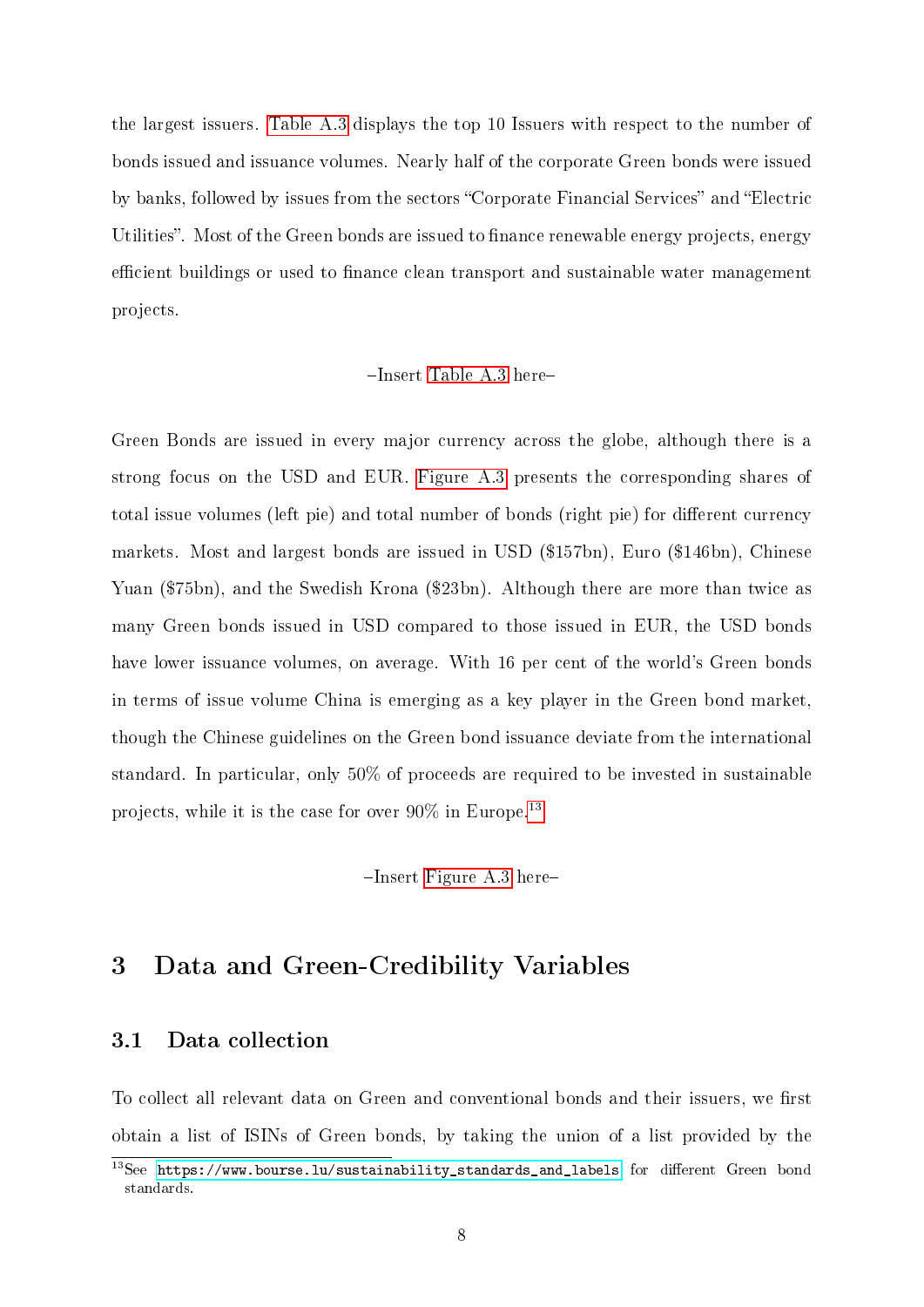the largest issuers. Table A.3 displays the top 10 Issuers with respect to the number of bonds issued and issuance volumes. Nearly half of the corporate Green bonds were issued by banks, followed by issues from the sectors "Corporate Financial Services" and "Electric Utilities". Most of the Green bonds are issued to finance renewable energy projects, energy efficient buildings or used to finance clean transport and sustainable water management projects.

–Insert Table A.3 here–

Green Bonds are issued in every major currency across the globe, although there is a strong focus on the USD and EUR. Figure A.3 presents the corresponding shares of total issue volumes (left pie) and total number of bonds (right pie) for different currency markets. Most and largest bonds are issued in USD ($157bn), Euro ($146bn), Chinese Yuan ($75bn), and the Swedish Krona ($23bn). Although there are more than twice as many Green bonds issued in USD compared to those issued in EUR, the USD bonds have lower issuance volumes, on average. With 16 per cent of the world's Green bonds in terms of issue volume China is emerging as a key player in the Green bond market, though the Chinese guidelines on the Green bond issuance deviate from the international standard. In particular, only 50% of proceeds are required to be invested in sustainable projects, while it is the case for over 90% in Europe.[13]

–Insert Figure A.3 here–

## 3 Data and Green-Credibility Variables

### 3.1 Data collection

To collect all relevant data on Green and conventional bonds and their issuers, we first obtain a list of ISINs of Green bonds, by taking the union of a list provided by the

[13] See https://www.bourse.lu/sustainability_standards_and_labels for different Green bond standards.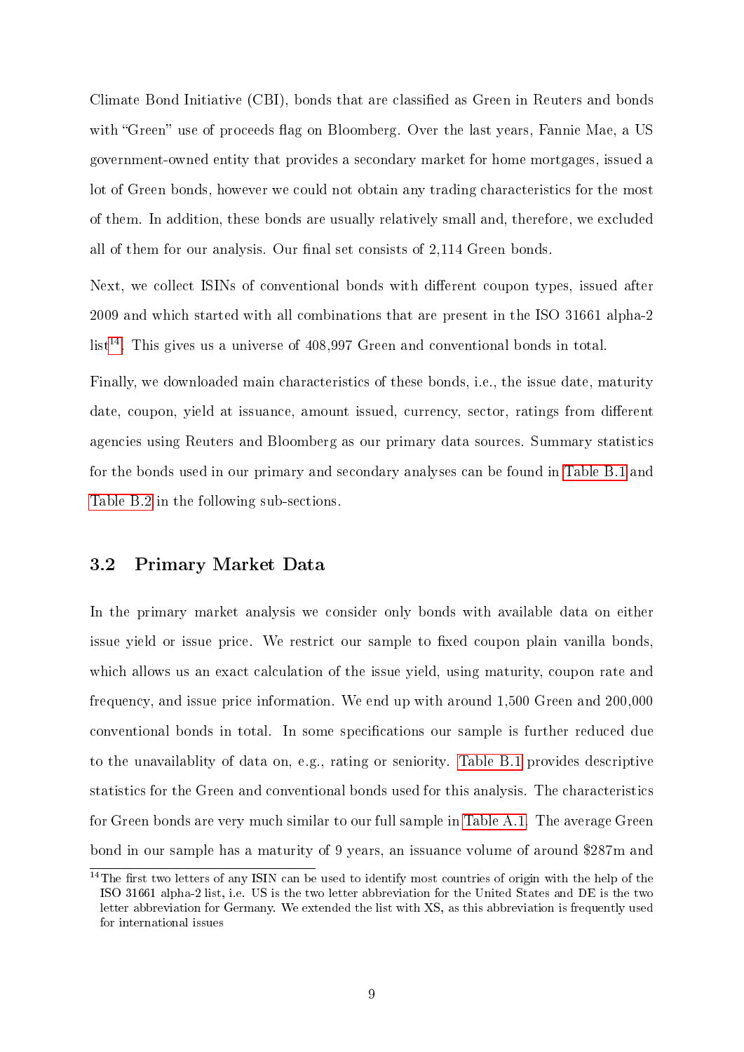Climate Bond Initiative (CBI), bonds that are classified as Green in Reuters and bonds with "Green" use of proceeds flag on Bloomberg. Over the last years, Fannie Mae, a US government-owned entity that provides a secondary market for home mortgages, issued a lot of Green bonds, however we could not obtain any trading characteristics for the most of them. In addition, these bonds are usually relatively small and, therefore, we excluded all of them for our analysis. Our final set consists of 2,114 Green bonds.

Next, we collect ISINs of conventional bonds with different coupon types, issued after 2009 and which started with all combinations that are present in the ISO 31661 alpha-2 list[14]. This gives us a universe of 408,997 Green and conventional bonds in total.

Finally, we downloaded main characteristics of these bonds, i.e., the issue date, maturity date, coupon, yield at issuance, amount issued, currency, sector, ratings from different agencies using Reuters and Bloomberg as our primary data sources. Summary statistics for the bonds used in our primary and secondary analyses can be found in Table B.1 and Table B.2 in the following sub-sections.

## 3.2 Primary Market Data

In the primary market analysis we consider only bonds with available data on either issue yield or issue price. We restrict our sample to fixed coupon plain vanilla bonds, which allows us an exact calculation of the issue yield, using maturity, coupon rate and frequency, and issue price information. We end up with around 1,500 Green and 200,000 conventional bonds in total. In some specifications our sample is further reduced due to the unavailablity of data on, e.g., rating or seniority. Table B.1 provides descriptive statistics for the Green and conventional bonds used for this analysis. The characteristics for Green bonds are very much similar to our full sample in Table A.1. The average Green bond in our sample has a maturity of 9 years, an issuance volume of around \$287m and

[14] The first two letters of any ISIN can be used to identify most countries of origin with the help of the ISO 31661 alpha-2 list, i.e. US is the two letter abbreviation for the United States and DE is the two letter abbreviation for Germany. We extended the list with XS, as this abbreviation is frequently used for international issues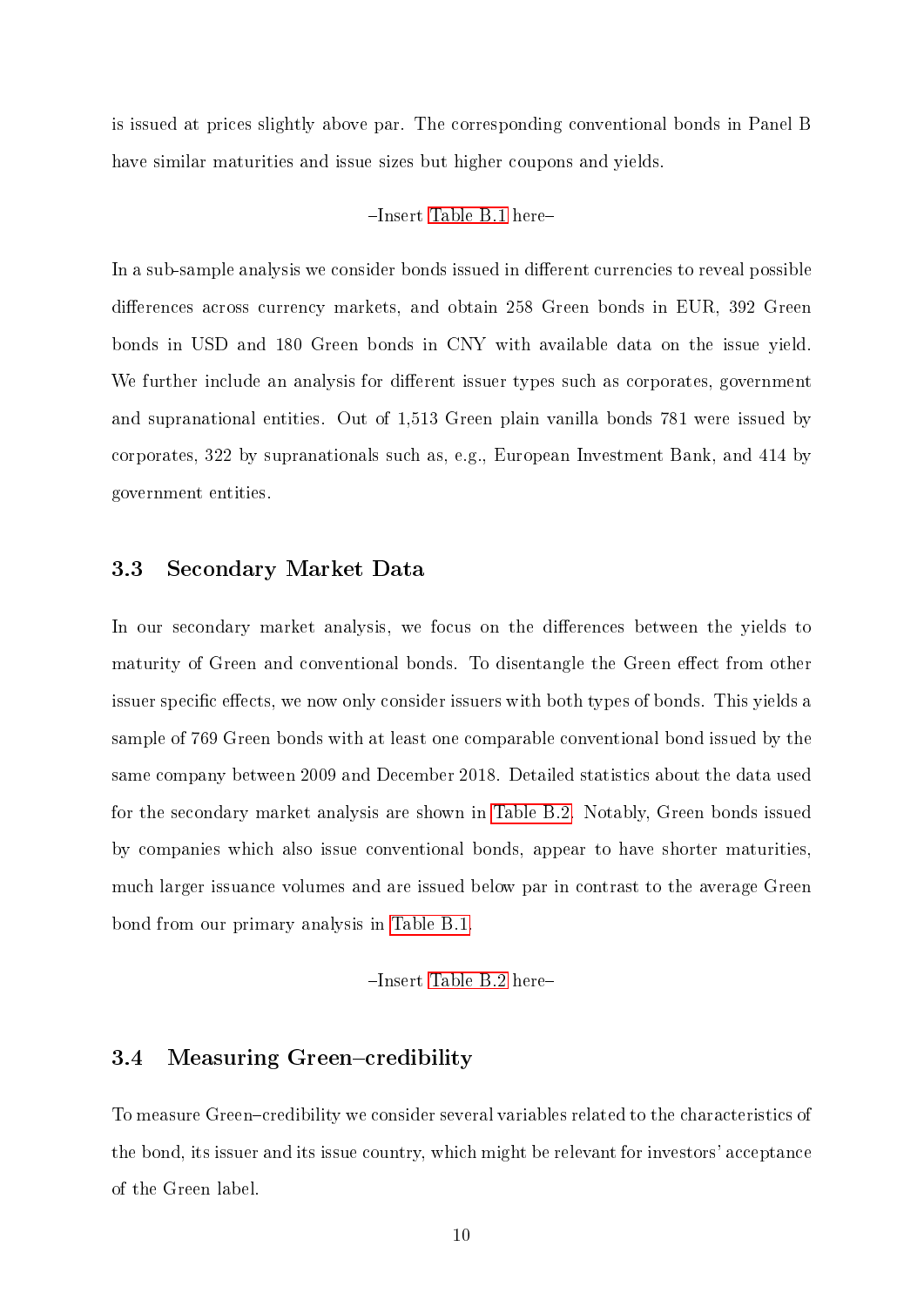is issued at prices slightly above par. The corresponding conventional bonds in Panel B have similar maturities and issue sizes but higher coupons and yields.

–Insert Table B.1 here–

In a sub-sample analysis we consider bonds issued in different currencies to reveal possible differences across currency markets, and obtain 258 Green bonds in EUR, 392 Green bonds in USD and 180 Green bonds in CNY with available data on the issue yield. We further include an analysis for different issuer types such as corporates, government and supranational entities. Out of 1,513 Green plain vanilla bonds 781 were issued by corporates, 322 by supranationals such as, e.g., European Investment Bank, and 414 by government entities.

## 3.3 Secondary Market Data

In our secondary market analysis, we focus on the differences between the yields to maturity of Green and conventional bonds. To disentangle the Green effect from other issuer specific effects, we now only consider issuers with both types of bonds. This yields a sample of 769 Green bonds with at least one comparable conventional bond issued by the same company between 2009 and December 2018. Detailed statistics about the data used for the secondary market analysis are shown in Table B.2. Notably, Green bonds issued by companies which also issue conventional bonds, appear to have shorter maturities, much larger issuance volumes and are issued below par in contrast to the average Green bond from our primary analysis in Table B.1.

–Insert Table B.2 here–

## 3.4 Measuring Green–credibility

To measure Green–credibility we consider several variables related to the characteristics of the bond, its issuer and its issue country, which might be relevant for investors' acceptance of the Green label.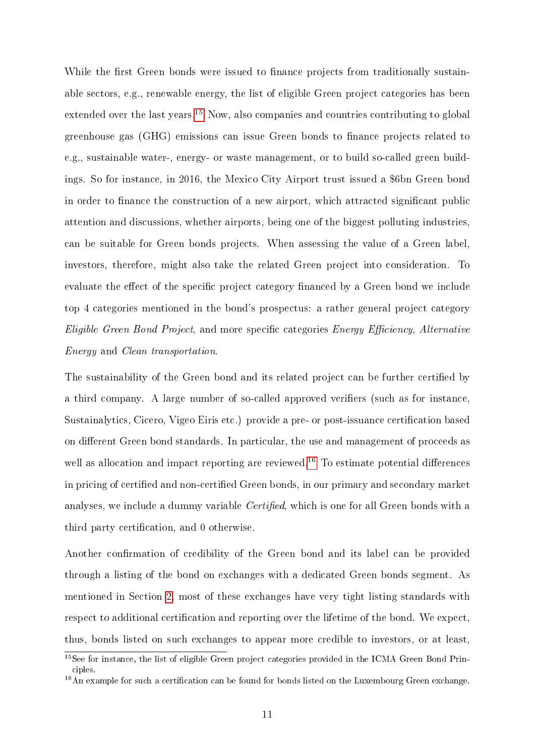While the first Green bonds were issued to finance projects from traditionally sustainable sectors, e.g., renewable energy, the list of eligible Green project categories has been extended over the last years.[15] Now, also companies and countries contributing to global greenhouse gas (GHG) emissions can issue Green bonds to finance projects related to e.g., sustainable water-, energy- or waste management, or to build so-called green buildings. So for instance, in 2016, the Mexico City Airport trust issued a \$6bn Green bond in order to finance the construction of a new airport, which attracted significant public attention and discussions, whether airports, being one of the biggest polluting industries, can be suitable for Green bonds projects. When assessing the value of a Green label, investors, therefore, might also take the related Green project into consideration. To evaluate the effect of the specific project category financed by a Green bond we include top 4 categories mentioned in the bond's prospectus: a rather general project category *Eligible Green Bond Project*, and more specific categories *Energy Efficiency*, *Alternative Energy* and *Clean transportation*.

The sustainability of the Green bond and its related project can be further certified by a third company. A large number of so-called approved verifiers (such as for instance, Sustainalytics, Cicero, Vigeo Eiris etc.) provide a pre- or post-issuance certification based on different Green bond standards. In particular, the use and management of proceeds as well as allocation and impact reporting are reviewed.[16] To estimate potential differences in pricing of certified and non-certified Green bonds, in our primary and secondary market analyses, we include a dummy variable *Certified*, which is one for all Green bonds with a third party certification, and 0 otherwise.

Another confirmation of credibility of the Green bond and its label can be provided through a listing of the bond on exchanges with a dedicated Green bonds segment. As mentioned in Section 2, most of these exchanges have very tight listing standards with respect to additional certification and reporting over the lifetime of the bond. We expect, thus, bonds listed on such exchanges to appear more credible to investors, or at least,

[15] See for instance, the list of eligible Green project categories provided in the ICMA Green Bond Principles.

[16] An example for such a certification can be found for bonds listed on the Luxembourg Green exchange.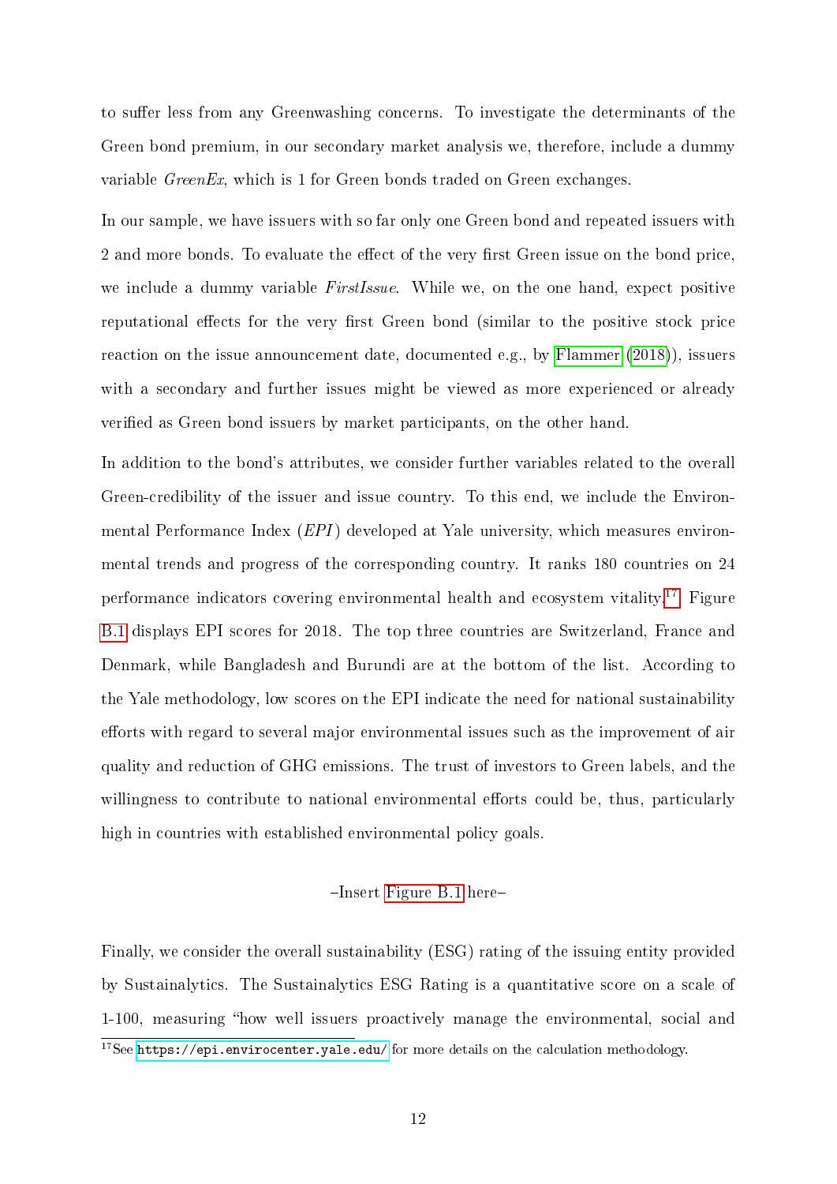to suffer less from any Greenwashing concerns. To investigate the determinants of the Green bond premium, in our secondary market analysis we, therefore, include a dummy variable *GreenEx*, which is 1 for Green bonds traded on Green exchanges.

In our sample, we have issuers with so far only one Green bond and repeated issuers with 2 and more bonds. To evaluate the effect of the very first Green issue on the bond price, we include a dummy variable *FirstIssue*. While we, on the one hand, expect positive reputational effects for the very first Green bond (similar to the positive stock price reaction on the issue announcement date, documented e.g., by Flammer (2018)), issuers with a secondary and further issues might be viewed as more experienced or already verified as Green bond issuers by market participants, on the other hand.

In addition to the bond's attributes, we consider further variables related to the overall Green-credibility of the issuer and issue country. To this end, we include the Environmental Performance Index (*EPI*) developed at Yale university, which measures environmental trends and progress of the corresponding country. It ranks 180 countries on 24 performance indicators covering environmental health and ecosystem vitality.[17] Figure B.1 displays EPI scores for 2018. The top three countries are Switzerland, France and Denmark, while Bangladesh and Burundi are at the bottom of the list. According to the Yale methodology, low scores on the EPI indicate the need for national sustainability efforts with regard to several major environmental issues such as the improvement of air quality and reduction of GHG emissions. The trust of investors to Green labels, and the willingness to contribute to national environmental efforts could be, thus, particularly high in countries with established environmental policy goals.

–Insert Figure B.1 here–

Finally, we consider the overall sustainability (ESG) rating of the issuing entity provided by Sustainalytics. The Sustainalytics ESG Rating is a quantitative score on a scale of 1-100, measuring "how well issuers proactively manage the environmental, social and

[17] See https://epi.envirocenter.yale.edu/ for more details on the calculation methodology.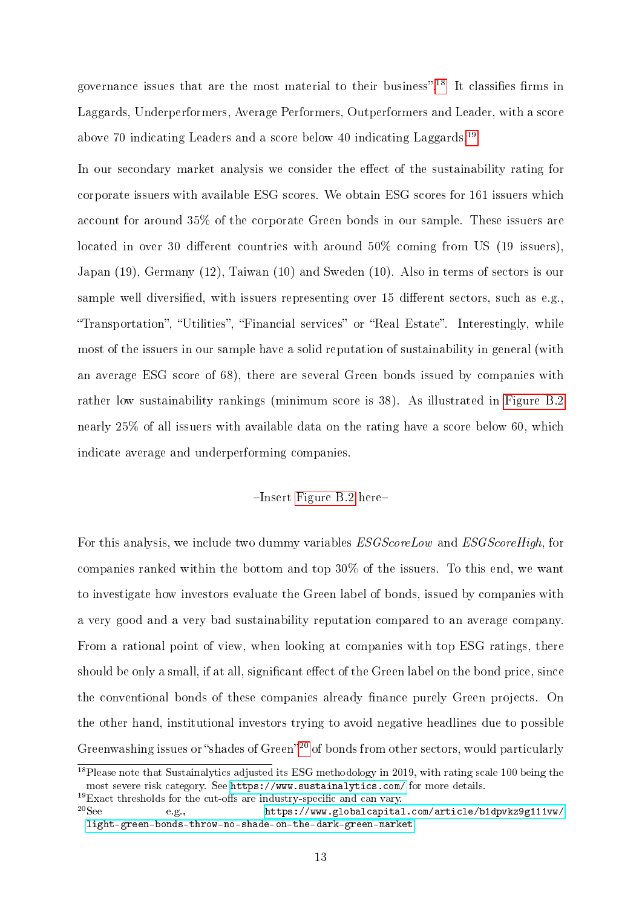governance issues that are the most material to their business".[18] It classifies firms in Laggards, Underperformers, Average Performers, Outperformers and Leader, with a score above 70 indicating Leaders and a score below 40 indicating Laggards.[19]

In our secondary market analysis we consider the effect of the sustainability rating for corporate issuers with available ESG scores. We obtain ESG scores for 161 issuers which account for around 35% of the corporate Green bonds in our sample. These issuers are located in over 30 different countries with around 50% coming from US (19 issuers), Japan (19), Germany (12), Taiwan (10) and Sweden (10). Also in terms of sectors is our sample well diversified, with issuers representing over 15 different sectors, such as e.g., "Transportation", "Utilities", "Financial services" or "Real Estate". Interestingly, while most of the issuers in our sample have a solid reputation of sustainability in general (with an average ESG score of 68), there are several Green bonds issued by companies with rather low sustainability rankings (minimum score is 38). As illustrated in Figure B.2 nearly 25% of all issuers with available data on the rating have a score below 60, which indicate average and underperforming companies.

–Insert Figure B.2 here–

For this analysis, we include two dummy variables *ESGScoreLow* and *ESGScoreHigh*, for companies ranked within the bottom and top 30% of the issuers. To this end, we want to investigate how investors evaluate the Green label of bonds, issued by companies with a very good and a very bad sustainability reputation compared to an average company. From a rational point of view, when looking at companies with top ESG ratings, there should be only a small, if at all, significant effect of the Green label on the bond price, since the conventional bonds of these companies already finance purely Green projects. On the other hand, institutional investors trying to avoid negative headlines due to possible Greenwashing issues or "shades of Green"[20] of bonds from other sectors, would particularly

---

[18] Please note that Sustainalytics adjusted its ESG methodology in 2019, with rating scale 100 being the most severe risk category. See https://www.sustainalytics.com/ for more details.

[19] Exact thresholds for the cut-offs are industry-specific and can vary.

[20] See e.g., https://www.globalcapital.com/article/b1dpvkz9g111vw/light-green-bonds-throw-no-shade-on-the-dark-green-market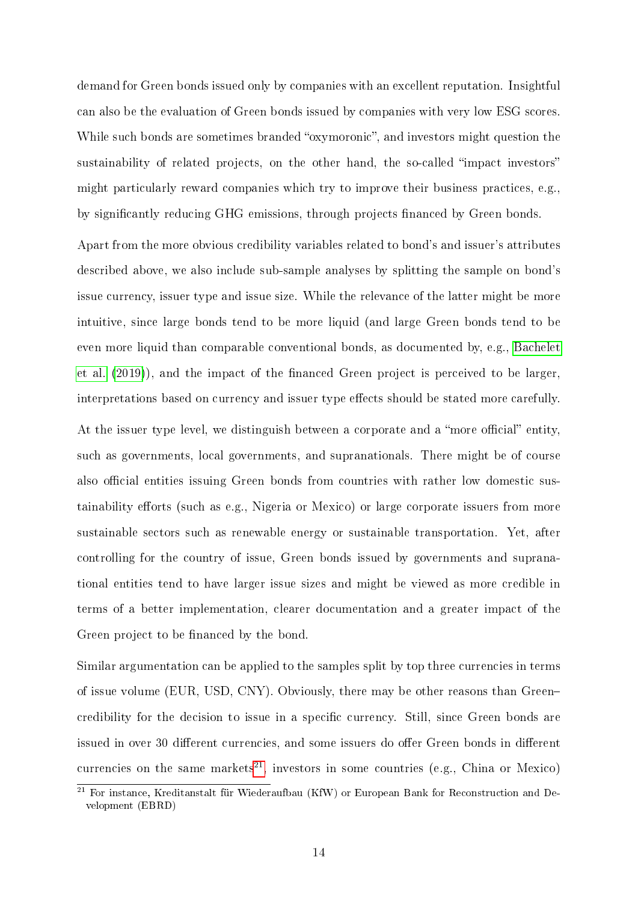demand for Green bonds issued only by companies with an excellent reputation. Insightful can also be the evaluation of Green bonds issued by companies with very low ESG scores. While such bonds are sometimes branded "oxymoronic", and investors might question the sustainability of related projects, on the other hand, the so-called "impact investors" might particularly reward companies which try to improve their business practices, e.g., by significantly reducing GHG emissions, through projects financed by Green bonds.

Apart from the more obvious credibility variables related to bond's and issuer's attributes described above, we also include sub-sample analyses by splitting the sample on bond's issue currency, issuer type and issue size. While the relevance of the latter might be more intuitive, since large bonds tend to be more liquid (and large Green bonds tend to be even more liquid than comparable conventional bonds, as documented by, e.g., Bachelet et al. (2019)), and the impact of the financed Green project is perceived to be larger, interpretations based on currency and issuer type effects should be stated more carefully.

At the issuer type level, we distinguish between a corporate and a "more official" entity, such as governments, local governments, and supranationals. There might be of course also official entities issuing Green bonds from countries with rather low domestic sustainability efforts (such as e.g., Nigeria or Mexico) or large corporate issuers from more sustainable sectors such as renewable energy or sustainable transportation. Yet, after controlling for the country of issue, Green bonds issued by governments and supranational entities tend to have larger issue sizes and might be viewed as more credible in terms of a better implementation, clearer documentation and a greater impact of the Green project to be financed by the bond.

Similar argumentation can be applied to the samples split by top three currencies in terms of issue volume (EUR, USD, CNY). Obviously, there may be other reasons than Green–credibility for the decision to issue in a specific currency. Still, since Green bonds are issued in over 30 different currencies, and some issuers do offer Green bonds in different currencies on the same markets[21], investors in some countries (e.g., China or Mexico)

[21] For instance, Kreditanstalt für Wiederaufbau (KfW) or European Bank for Reconstruction and Development (EBRD)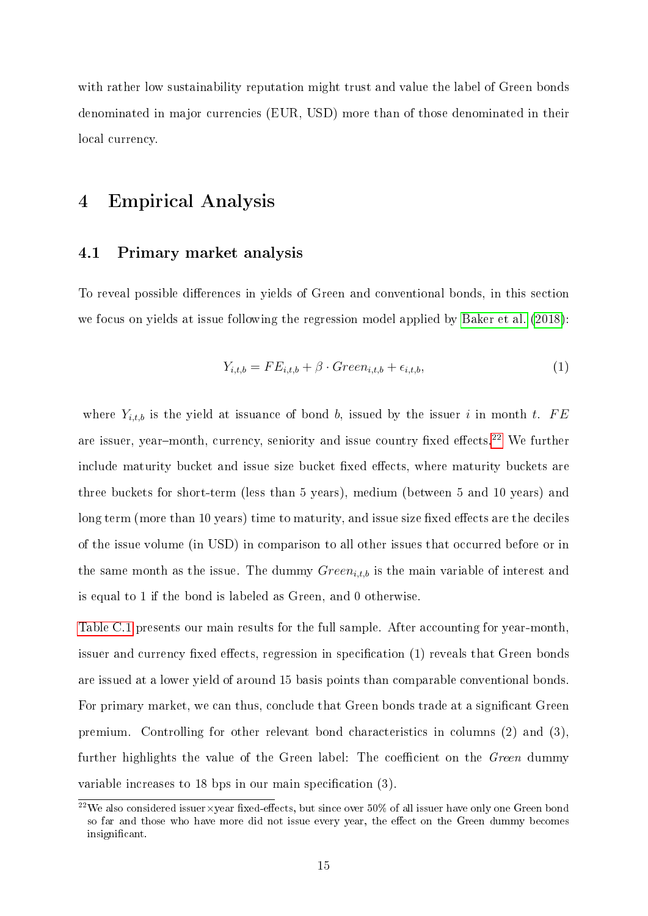with rather low sustainability reputation might trust and value the label of Green bonds denominated in major currencies (EUR, USD) more than of those denominated in their local currency.

# 4 Empirical Analysis

## 4.1 Primary market analysis

To reveal possible differences in yields of Green and conventional bonds, in this section we focus on yields at issue following the regression model applied by Baker et al. (2018):

$$Y_{i,t,b} = FE_{i,t,b} + \beta \cdot Green_{i,t,b} + \epsilon_{i,t,b}, \tag{1}$$

where $Y_{i,t,b}$ is the yield at issuance of bond $b$, issued by the issuer $i$ in month $t$. $FE$ are issuer, year–month, currency, seniority and issue country fixed effects.[22] We further include maturity bucket and issue size bucket fixed effects, where maturity buckets are three buckets for short-term (less than 5 years), medium (between 5 and 10 years) and long term (more than 10 years) time to maturity, and issue size fixed effects are the deciles of the issue volume (in USD) in comparison to all other issues that occurred before or in the same month as the issue. The dummy $Green_{i,t,b}$ is the main variable of interest and is equal to 1 if the bond is labeled as Green, and 0 otherwise.

Table C.1 presents our main results for the full sample. After accounting for year-month, issuer and currency fixed effects, regression in specification (1) reveals that Green bonds are issued at a lower yield of around 15 basis points than comparable conventional bonds. For primary market, we can thus, conclude that Green bonds trade at a significant Green premium. Controlling for other relevant bond characteristics in columns (2) and (3), further highlights the value of the Green label: The coefficient on the *Green* dummy variable increases to 18 bps in our main specification (3).

[22] We also considered issuer×year fixed-effects, but since over 50% of all issuer have only one Green bond so far and those who have more did not issue every year, the effect on the Green dummy becomes insignificant.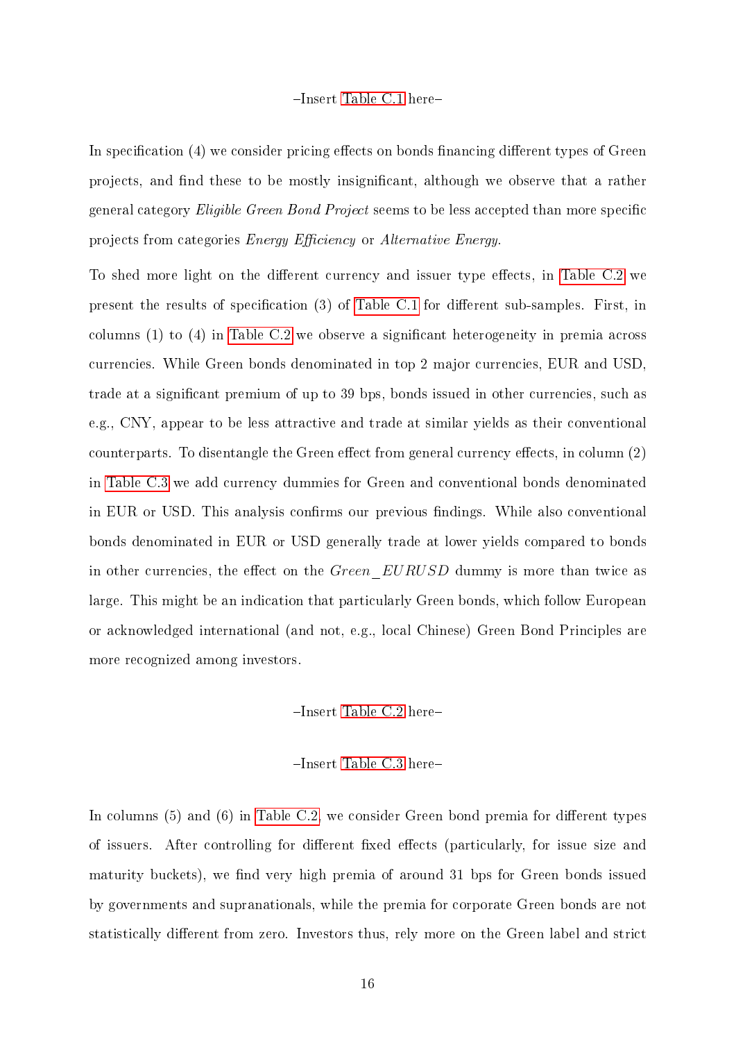–Insert Table C.1 here–

In specification (4) we consider pricing effects on bonds financing different types of Green projects, and find these to be mostly insignificant, although we observe that a rather general category *Eligible Green Bond Project* seems to be less accepted than more specific projects from categories *Energy Efficiency* or *Alternative Energy*.

To shed more light on the different currency and issuer type effects, in Table C.2 we present the results of specification (3) of Table C.1 for different sub-samples. First, in columns (1) to (4) in Table C.2 we observe a significant heterogeneity in premia across currencies. While Green bonds denominated in top 2 major currencies, EUR and USD, trade at a significant premium of up to 39 bps, bonds issued in other currencies, such as e.g., CNY, appear to be less attractive and trade at similar yields as their conventional counterparts. To disentangle the Green effect from general currency effects, in column (2) in Table C.3 we add currency dummies for Green and conventional bonds denominated in EUR or USD. This analysis confirms our previous findings. While also conventional bonds denominated in EUR or USD generally trade at lower yields compared to bonds in other currencies, the effect on the $Green\_EURUSD$ dummy is more than twice as large. This might be an indication that particularly Green bonds, which follow European or acknowledged international (and not, e.g., local Chinese) Green Bond Principles are more recognized among investors.

–Insert Table C.2 here–

–Insert Table C.3 here–

In columns (5) and (6) in Table C.2 we consider Green bond premia for different types of issuers. After controlling for different fixed effects (particularly, for issue size and maturity buckets), we find very high premia of around 31 bps for Green bonds issued by governments and supranationals, while the premia for corporate Green bonds are not statistically different from zero. Investors thus, rely more on the Green label and strict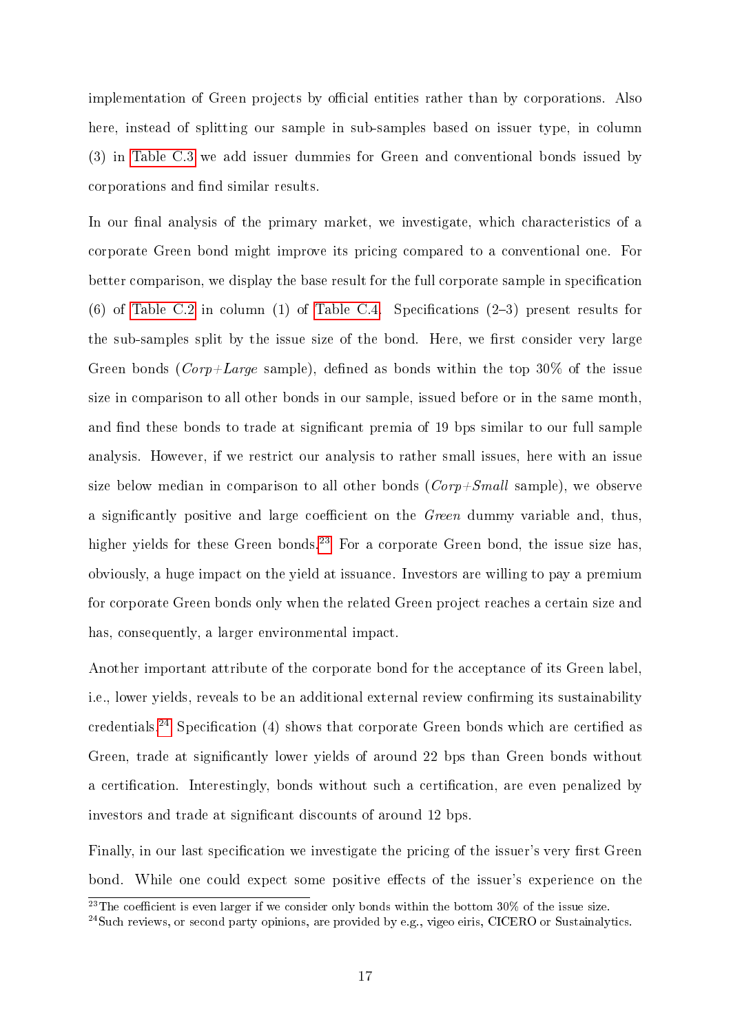implementation of Green projects by official entities rather than by corporations. Also here, instead of splitting our sample in sub-samples based on issuer type, in column (3) in Table C.3 we add issuer dummies for Green and conventional bonds issued by corporations and find similar results.

In our final analysis of the primary market, we investigate, which characteristics of a corporate Green bond might improve its pricing compared to a conventional one. For better comparison, we display the base result for the full corporate sample in specification (6) of Table C.2 in column (1) of Table C.4. Specifications (2–3) present results for the sub-samples split by the issue size of the bond. Here, we first consider very large Green bonds (*Corp+Large* sample), defined as bonds within the top 30% of the issue size in comparison to all other bonds in our sample, issued before or in the same month, and find these bonds to trade at significant premia of 19 bps similar to our full sample analysis. However, if we restrict our analysis to rather small issues, here with an issue size below median in comparison to all other bonds (*Corp+Small* sample), we observe a significantly positive and large coefficient on the *Green* dummy variable and, thus, higher yields for these Green bonds.[23] For a corporate Green bond, the issue size has, obviously, a huge impact on the yield at issuance. Investors are willing to pay a premium for corporate Green bonds only when the related Green project reaches a certain size and has, consequently, a larger environmental impact.

Another important attribute of the corporate bond for the acceptance of its Green label, i.e., lower yields, reveals to be an additional external review confirming its sustainability credentials.[24] Specification (4) shows that corporate Green bonds which are certified as Green, trade at significantly lower yields of around 22 bps than Green bonds without a certification. Interestingly, bonds without such a certification, are even penalized by investors and trade at significant discounts of around 12 bps.

Finally, in our last specification we investigate the pricing of the issuer's very first Green bond. While one could expect some positive effects of the issuer's experience on the

[23] The coefficient is even larger if we consider only bonds within the bottom 30% of the issue size.

[24] Such reviews, or second party opinions, are provided by e.g., vigeo eiris, CICERO or Sustainalytics.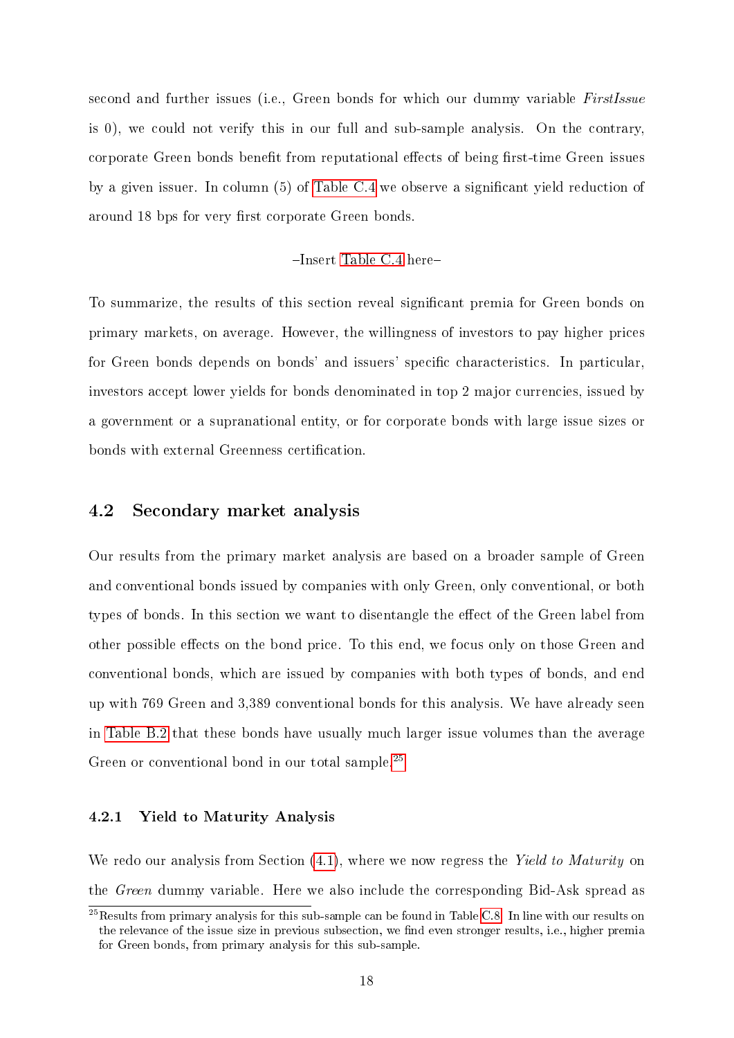second and further issues (i.e., Green bonds for which our dummy variable *FirstIssue* is 0), we could not verify this in our full and sub-sample analysis. On the contrary, corporate Green bonds benefit from reputational effects of being first-time Green issues by a given issuer. In column (5) of Table C.4 we observe a significant yield reduction of around 18 bps for very first corporate Green bonds.

–Insert Table C.4 here–

To summarize, the results of this section reveal significant premia for Green bonds on primary markets, on average. However, the willingness of investors to pay higher prices for Green bonds depends on bonds' and issuers' specific characteristics. In particular, investors accept lower yields for bonds denominated in top 2 major currencies, issued by a government or a supranational entity, or for corporate bonds with large issue sizes or bonds with external Greenness certification.

## 4.2 Secondary market analysis

Our results from the primary market analysis are based on a broader sample of Green and conventional bonds issued by companies with only Green, only conventional, or both types of bonds. In this section we want to disentangle the effect of the Green label from other possible effects on the bond price. To this end, we focus only on those Green and conventional bonds, which are issued by companies with both types of bonds, and end up with 769 Green and 3,389 conventional bonds for this analysis. We have already seen in Table B.2 that these bonds have usually much larger issue volumes than the average Green or conventional bond in our total sample.[25]

### 4.2.1 Yield to Maturity Analysis

We redo our analysis from Section (4.1), where we now regress the *Yield to Maturity* on the *Green* dummy variable. Here we also include the corresponding Bid-Ask spread as

[25] Results from primary analysis for this sub-sample can be found in Table C.8. In line with our results on the relevance of the issue size in previous subsection, we find even stronger results, i.e., higher premia for Green bonds, from primary analysis for this sub-sample.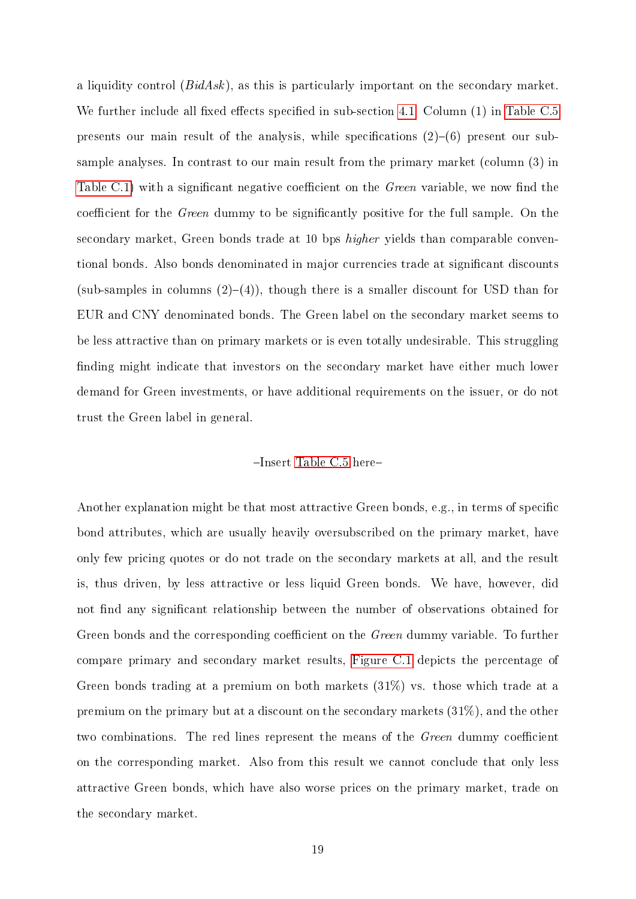a liquidity control (*BidAsk*), as this is particularly important on the secondary market. We further include all fixed effects specified in sub-section 4.1. Column (1) in Table C.5 presents our main result of the analysis, while specifications (2)–(6) present our sub-sample analyses. In contrast to our main result from the primary market (column (3) in Table C.1) with a significant negative coefficient on the *Green* variable, we now find the coefficient for the *Green* dummy to be significantly positive for the full sample. On the secondary market, Green bonds trade at 10 bps *higher* yields than comparable conventional bonds. Also bonds denominated in major currencies trade at significant discounts (sub-samples in columns (2)–(4)), though there is a smaller discount for USD than for EUR and CNY denominated bonds. The Green label on the secondary market seems to be less attractive than on primary markets or is even totally undesirable. This struggling finding might indicate that investors on the secondary market have either much lower demand for Green investments, or have additional requirements on the issuer, or do not trust the Green label in general.

–Insert Table C.5 here–

Another explanation might be that most attractive Green bonds, e.g., in terms of specific bond attributes, which are usually heavily oversubscribed on the primary market, have only few pricing quotes or do not trade on the secondary markets at all, and the result is, thus driven, by less attractive or less liquid Green bonds. We have, however, did not find any significant relationship between the number of observations obtained for Green bonds and the corresponding coefficient on the *Green* dummy variable. To further compare primary and secondary market results, Figure C.1 depicts the percentage of Green bonds trading at a premium on both markets (31%) vs. those which trade at a premium on the primary but at a discount on the secondary markets (31%), and the other two combinations. The red lines represent the means of the *Green* dummy coefficient on the corresponding market. Also from this result we cannot conclude that only less attractive Green bonds, which have also worse prices on the primary market, trade on the secondary market.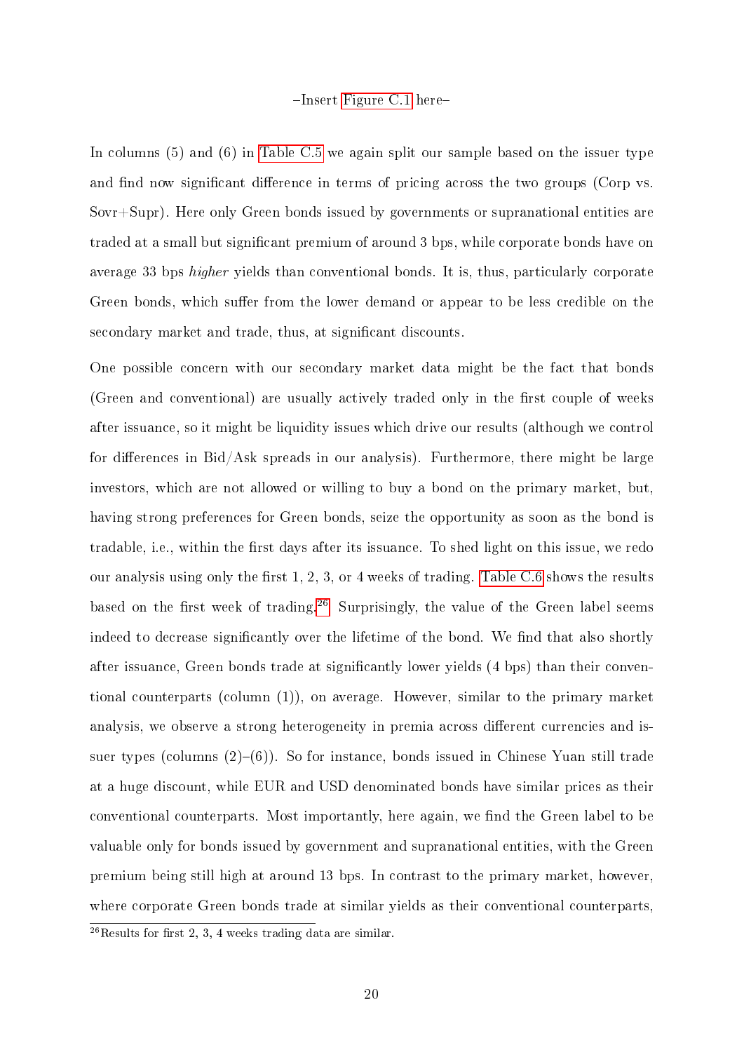–Insert Figure C.1 here–

In columns (5) and (6) in Table C.5 we again split our sample based on the issuer type and find now significant difference in terms of pricing across the two groups (Corp vs. Sovr+Supr). Here only Green bonds issued by governments or supranational entities are traded at a small but significant premium of around 3 bps, while corporate bonds have on average 33 bps *higher* yields than conventional bonds. It is, thus, particularly corporate Green bonds, which suffer from the lower demand or appear to be less credible on the secondary market and trade, thus, at significant discounts.

One possible concern with our secondary market data might be the fact that bonds (Green and conventional) are usually actively traded only in the first couple of weeks after issuance, so it might be liquidity issues which drive our results (although we control for differences in Bid/Ask spreads in our analysis). Furthermore, there might be large investors, which are not allowed or willing to buy a bond on the primary market, but, having strong preferences for Green bonds, seize the opportunity as soon as the bond is tradable, i.e., within the first days after its issuance. To shed light on this issue, we redo our analysis using only the first 1, 2, 3, or 4 weeks of trading. Table C.6 shows the results based on the first week of trading.[26] Surprisingly, the value of the Green label seems indeed to decrease significantly over the lifetime of the bond. We find that also shortly after issuance, Green bonds trade at significantly lower yields (4 bps) than their conventional counterparts (column (1)), on average. However, similar to the primary market analysis, we observe a strong heterogeneity in premia across different currencies and issuer types (columns (2)–(6)). So for instance, bonds issued in Chinese Yuan still trade at a huge discount, while EUR and USD denominated bonds have similar prices as their conventional counterparts. Most importantly, here again, we find the Green label to be valuable only for bonds issued by government and supranational entities, with the Green premium being still high at around 13 bps. In contrast to the primary market, however, where corporate Green bonds trade at similar yields as their conventional counterparts,

[26] Results for first 2, 3, 4 weeks trading data are similar.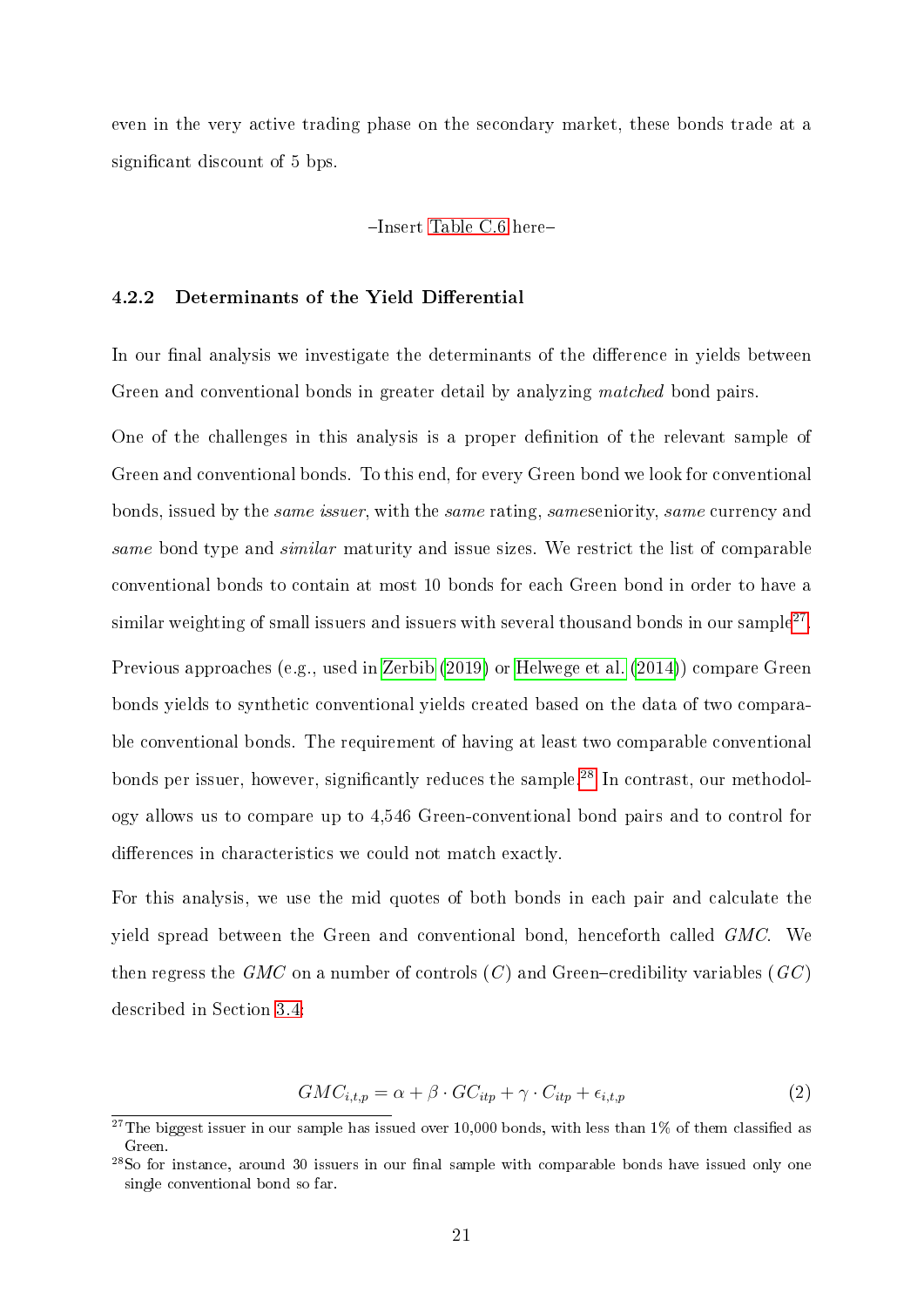even in the very active trading phase on the secondary market, these bonds trade at a significant discount of 5 bps.

–Insert Table C.6 here–

### 4.2.2 Determinants of the Yield Differential

In our final analysis we investigate the determinants of the difference in yields between Green and conventional bonds in greater detail by analyzing *matched* bond pairs.

One of the challenges in this analysis is a proper definition of the relevant sample of Green and conventional bonds. To this end, for every Green bond we look for conventional bonds, issued by the *same issuer*, with the *same* rating, *same*seniority, *same* currency and *same* bond type and *similar* maturity and issue sizes. We restrict the list of comparable conventional bonds to contain at most 10 bonds for each Green bond in order to have a similar weighting of small issuers and issuers with several thousand bonds in our sample[27].

Previous approaches (e.g., used in Zerbib (2019) or Helwege et al. (2014)) compare Green bonds yields to synthetic conventional yields created based on the data of two comparable conventional bonds. The requirement of having at least two comparable conventional bonds per issuer, however, significantly reduces the sample.[28] In contrast, our methodology allows us to compare up to 4,546 Green-conventional bond pairs and to control for differences in characteristics we could not match exactly.

For this analysis, we use the mid quotes of both bonds in each pair and calculate the yield spread between the Green and conventional bond, henceforth called *GMC*. We then regress the *GMC* on a number of controls ($C$) and Green–credibility variables ($GC$) described in Section 3.4:

$$GMC_{i,t,p} = \alpha + \beta \cdot GC_{itp} + \gamma \cdot C_{itp} + \epsilon_{i,t,p} \tag{2}$$

[27] The biggest issuer in our sample has issued over 10,000 bonds, with less than 1% of them classified as Green.

[28] So for instance, around 30 issuers in our final sample with comparable bonds have issued only one single conventional bond so far.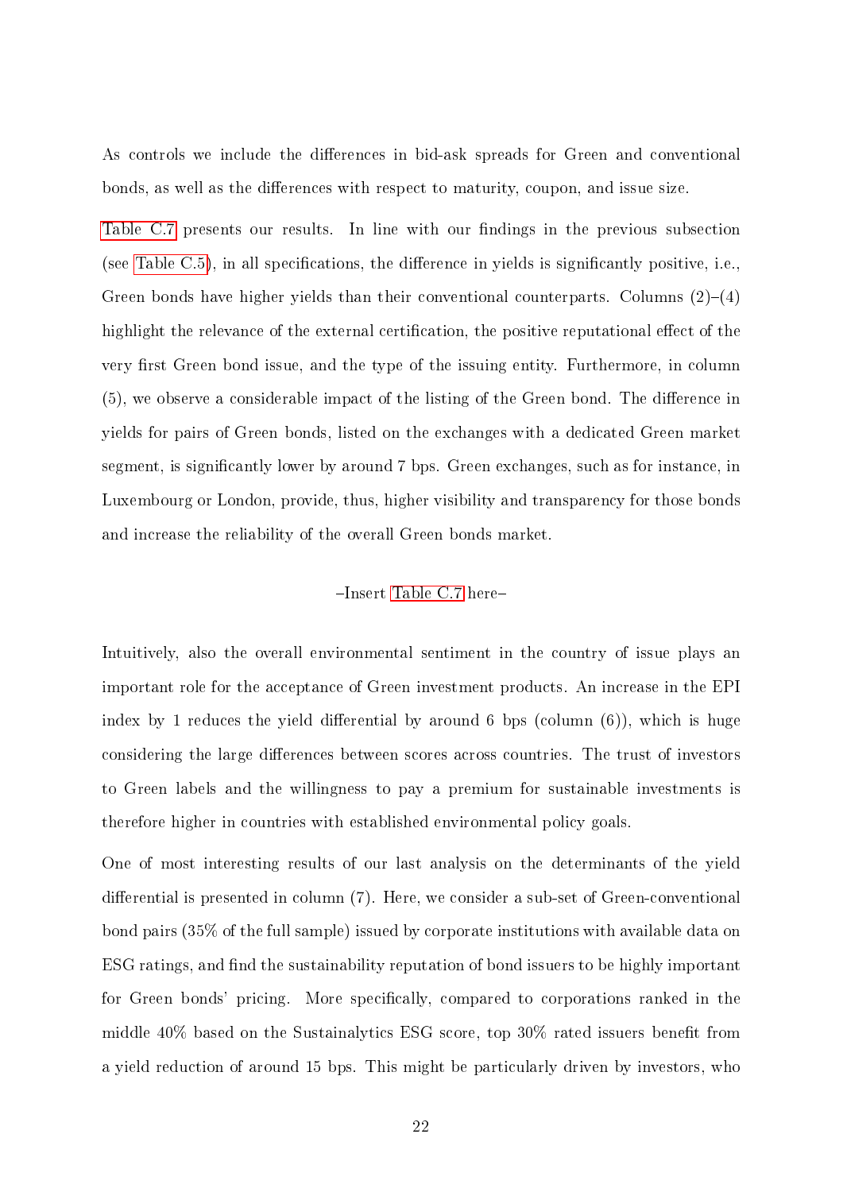As controls we include the differences in bid-ask spreads for Green and conventional bonds, as well as the differences with respect to maturity, coupon, and issue size.

Table C.7 presents our results. In line with our findings in the previous subsection (see Table C.5), in all specifications, the difference in yields is significantly positive, i.e., Green bonds have higher yields than their conventional counterparts. Columns (2)–(4) highlight the relevance of the external certification, the positive reputational effect of the very first Green bond issue, and the type of the issuing entity. Furthermore, in column (5), we observe a considerable impact of the listing of the Green bond. The difference in yields for pairs of Green bonds, listed on the exchanges with a dedicated Green market segment, is significantly lower by around 7 bps. Green exchanges, such as for instance, in Luxembourg or London, provide, thus, higher visibility and transparency for those bonds and increase the reliability of the overall Green bonds market.

–Insert Table C.7 here–

Intuitively, also the overall environmental sentiment in the country of issue plays an important role for the acceptance of Green investment products. An increase in the EPI index by 1 reduces the yield differential by around 6 bps (column (6)), which is huge considering the large differences between scores across countries. The trust of investors to Green labels and the willingness to pay a premium for sustainable investments is therefore higher in countries with established environmental policy goals.

One of most interesting results of our last analysis on the determinants of the yield differential is presented in column (7). Here, we consider a sub-set of Green-conventional bond pairs (35% of the full sample) issued by corporate institutions with available data on ESG ratings, and find the sustainability reputation of bond issuers to be highly important for Green bonds' pricing. More specifically, compared to corporations ranked in the middle 40% based on the Sustainalytics ESG score, top 30% rated issuers benefit from a yield reduction of around 15 bps. This might be particularly driven by investors, who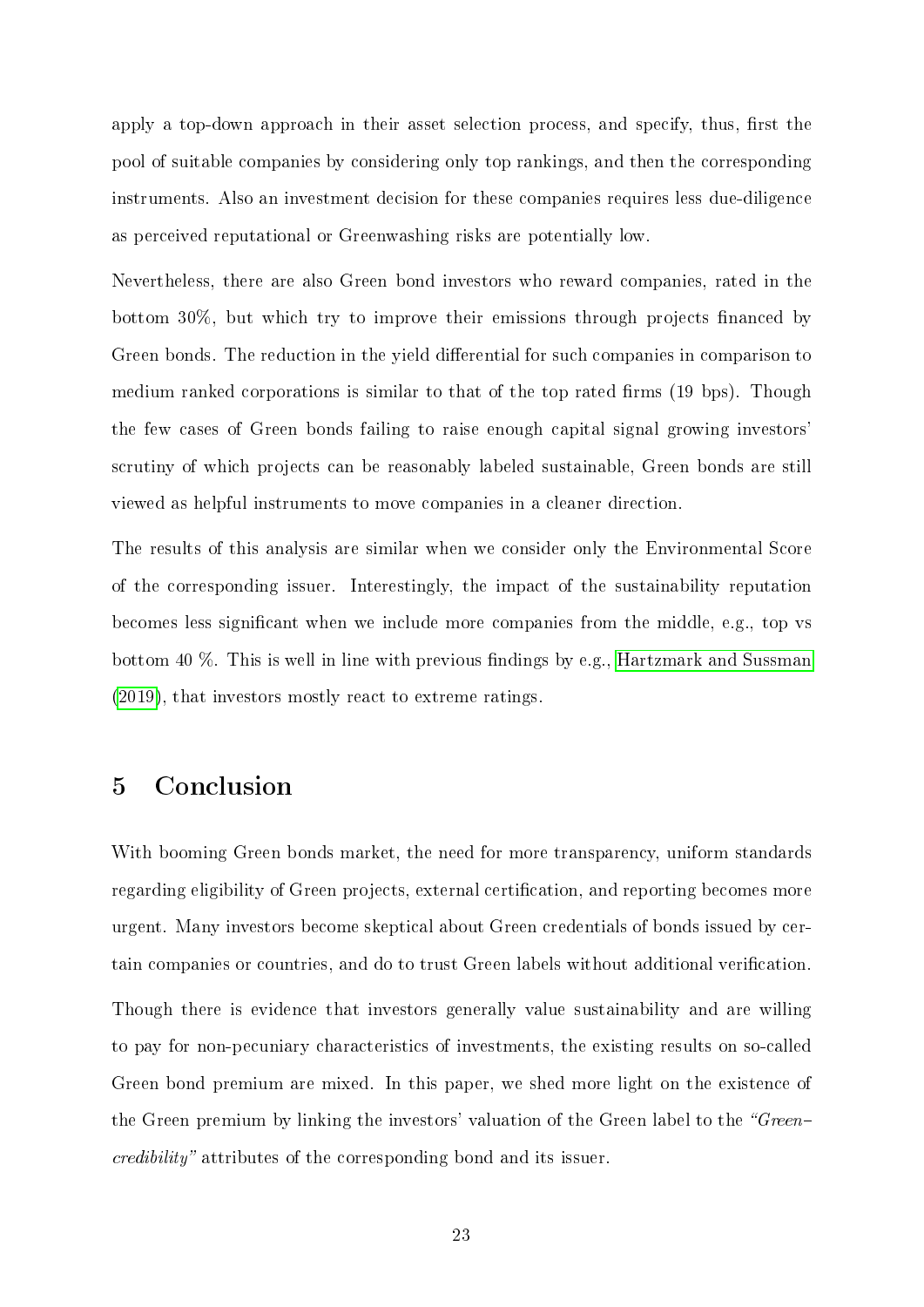apply a top-down approach in their asset selection process, and specify, thus, first the pool of suitable companies by considering only top rankings, and then the corresponding instruments. Also an investment decision for these companies requires less due-diligence as perceived reputational or Greenwashing risks are potentially low.

Nevertheless, there are also Green bond investors who reward companies, rated in the bottom 30%, but which try to improve their emissions through projects financed by Green bonds. The reduction in the yield differential for such companies in comparison to medium ranked corporations is similar to that of the top rated firms (19 bps). Though the few cases of Green bonds failing to raise enough capital signal growing investors' scrutiny of which projects can be reasonably labeled sustainable, Green bonds are still viewed as helpful instruments to move companies in a cleaner direction.

The results of this analysis are similar when we consider only the Environmental Score of the corresponding issuer. Interestingly, the impact of the sustainability reputation becomes less significant when we include more companies from the middle, e.g., top vs bottom 40 %. This is well in line with previous findings by e.g., Hartzmark and Sussman (2019), that investors mostly react to extreme ratings.

## 5 Conclusion

With booming Green bonds market, the need for more transparency, uniform standards regarding eligibility of Green projects, external certification, and reporting becomes more urgent. Many investors become skeptical about Green credentials of bonds issued by certain companies or countries, and do to trust Green labels without additional verification.

Though there is evidence that investors generally value sustainability and are willing to pay for non-pecuniary characteristics of investments, the existing results on so-called Green bond premium are mixed. In this paper, we shed more light on the existence of the Green premium by linking the investors' valuation of the Green label to the *"Green–credibility"* attributes of the corresponding bond and its issuer.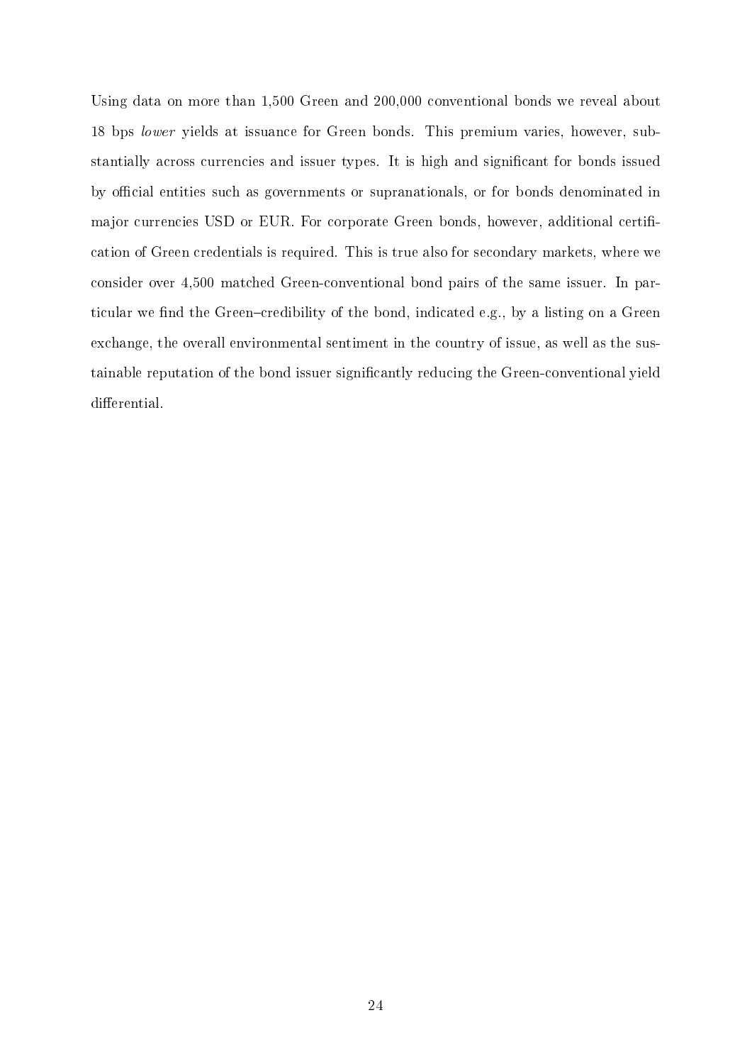Using data on more than 1,500 Green and 200,000 conventional bonds we reveal about 18 bps *lower* yields at issuance for Green bonds. This premium varies, however, substantially across currencies and issuer types. It is high and significant for bonds issued by official entities such as governments or supranationals, or for bonds denominated in major currencies USD or EUR. For corporate Green bonds, however, additional certification of Green credentials is required. This is true also for secondary markets, where we consider over 4,500 matched Green-conventional bond pairs of the same issuer. In particular we find the Green–credibility of the bond, indicated e.g., by a listing on a Green exchange, the overall environmental sentiment in the country of issue, as well as the sustainable reputation of the bond issuer significantly reducing the Green-conventional yield differential.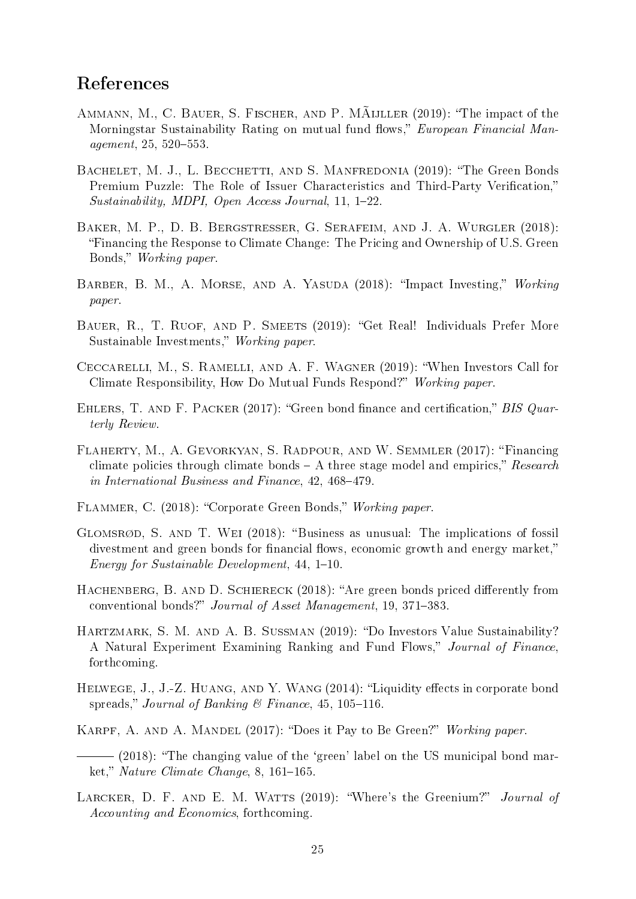## References

Ammann, M., C. Bauer, S. Fischer, and P. MÃijller (2019): "The impact of the Morningstar Sustainability Rating on mutual fund flows," *European Financial Management*, 25, 520–553.

Bachelet, M. J., L. Becchetti, and S. Manfredonia (2019): "The Green Bonds Premium Puzzle: The Role of Issuer Characteristics and Third-Party Verification," *Sustainability, MDPI, Open Access Journal*, 11, 1–22.

Baker, M. P., D. B. Bergstresser, G. Serafeim, and J. A. Wurgler (2018): "Financing the Response to Climate Change: The Pricing and Ownership of U.S. Green Bonds," *Working paper*.

Barber, B. M., A. Morse, and A. Yasuda (2018): "Impact Investing," *Working paper*.

Bauer, R., T. Ruof, and P. Smeets (2019): "Get Real! Individuals Prefer More Sustainable Investments," *Working paper*.

Ceccarelli, M., S. Ramelli, and A. F. Wagner (2019): "When Investors Call for Climate Responsibility, How Do Mutual Funds Respond?" *Working paper*.

Ehlers, T. and F. Packer (2017): "Green bond finance and certification," *BIS Quarterly Review*.

Flaherty, M., A. Gevorkyan, S. Radpour, and W. Semmler (2017): "Financing climate policies through climate bonds – A three stage model and empirics," *Research in International Business and Finance*, 42, 468–479.

Flammer, C. (2018): "Corporate Green Bonds," *Working paper*.

Glomsrød, S. and T. Wei (2018): "Business as unusual: The implications of fossil divestment and green bonds for financial flows, economic growth and energy market," *Energy for Sustainable Development*, 44, 1–10.

Hachenberg, B. and D. Schiereck (2018): "Are green bonds priced differently from conventional bonds?" *Journal of Asset Management*, 19, 371–383.

Hartzmark, S. M. and A. B. Sussman (2019): "Do Investors Value Sustainability? A Natural Experiment Examining Ranking and Fund Flows," *Journal of Finance*, forthcoming.

Helwege, J., J.-Z. Huang, and Y. Wang (2014): "Liquidity effects in corporate bond spreads," *Journal of Banking & Finance*, 45, 105–116.

Karpf, A. and A. Mandel (2017): "Does it Pay to Be Green?" *Working paper*.

——— (2018): "The changing value of the 'green' label on the US municipal bond market," *Nature Climate Change*, 8, 161–165.

Larcker, D. F. and E. M. Watts (2019): "Where's the Greenium?" *Journal of Accounting and Economics*, forthcoming.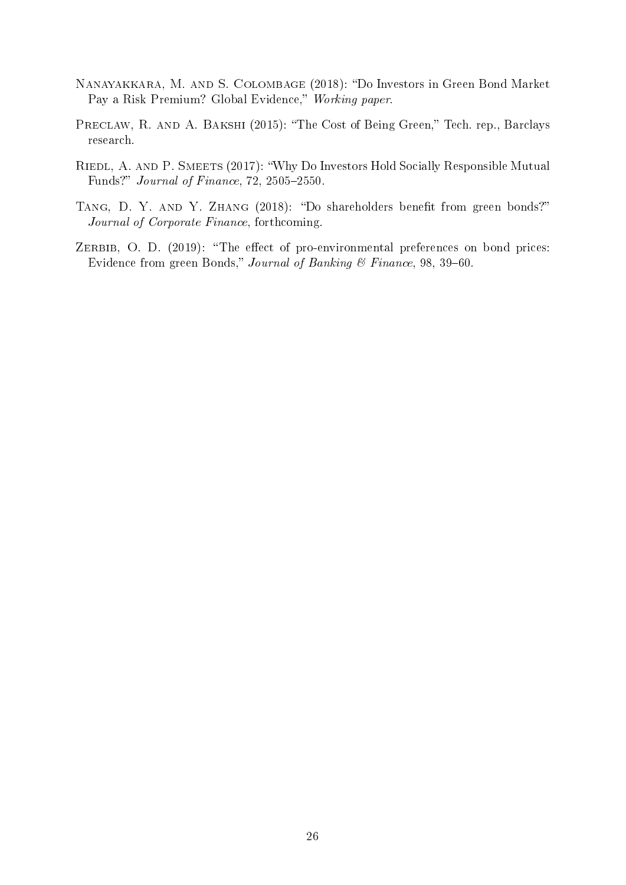Nanayakkara, M. and S. Colombage (2018): "Do Investors in Green Bond Market Pay a Risk Premium? Global Evidence," *Working paper*.

Preclaw, R. and A. Bakshi (2015): "The Cost of Being Green," Tech. rep., Barclays research.

Riedl, A. and P. Smeets (2017): "Why Do Investors Hold Socially Responsible Mutual Funds?" *Journal of Finance*, 72, 2505–2550.

Tang, D. Y. and Y. Zhang (2018): "Do shareholders benefit from green bonds?" *Journal of Corporate Finance*, forthcoming.

Zerbib, O. D. (2019): "The effect of pro-environmental preferences on bond prices: Evidence from green Bonds," *Journal of Banking & Finance*, 98, 39–60.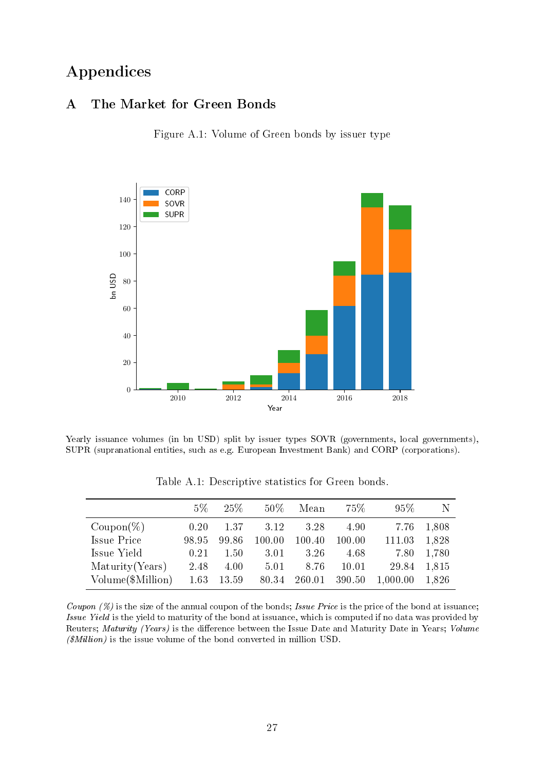# Appendices

## A The Market for Green Bonds

Figure A.1: Volume of Green bonds by issuer type

Yearly issuance volumes (in bn USD) split by issuer types SOVR (governments, local governments), SUPR (supranational entities, such as e.g. European Investment Bank) and CORP (corporations).

Table A.1: Descriptive statistics for Green bonds.

| | 5% | 25% | 50% | Mean | 75% | 95% | N |
|---|---|---|---|---|---|---|---|
| Coupon(%) | 0.20 | 1.37 | 3.12 | 3.28 | 4.90 | 7.76 | 1,808 |
| Issue Price | 98.95 | 99.86 | 100.00 | 100.40 | 100.00 | 111.03 | 1,828 |
| Issue Yield | 0.21 | 1.50 | 3.01 | 3.26 | 4.68 | 7.80 | 1,780 |
| Maturity(Years) | 2.48 | 4.00 | 5.01 | 8.76 | 10.01 | 29.84 | 1,815 |
| Volume($Million) | 1.63 | 13.59 | 80.34 | 260.01 | 390.50 | 1,000.00 | 1,826 |

*Coupon (%)* is the size of the annual coupon of the bonds; *Issue Price* is the price of the bond at issuance; *Issue Yield* is the yield to maturity of the bond at issuance, which is computed if no data was provided by Reuters; *Maturity (Years)* is the difference between the Issue Date and Maturity Date in Years; *Volume ($Million)* is the issue volume of the bond converted in million USD.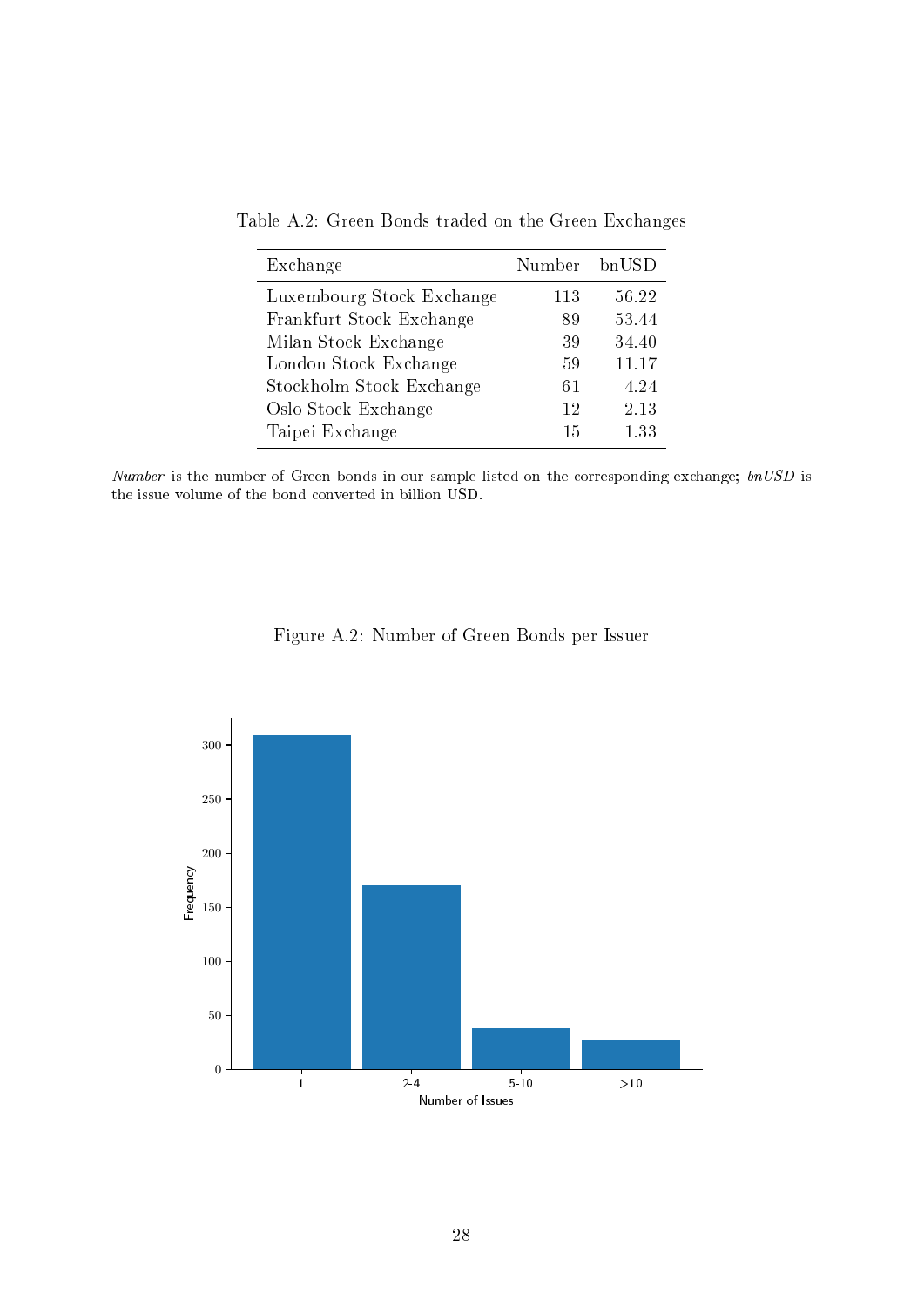Table A.2: Green Bonds traded on the Green Exchanges

| Exchange | Number | bnUSD |
|---|---|---|
| Luxembourg Stock Exchange | 113 | 56.22 |
| Frankfurt Stock Exchange | 89 | 53.44 |
| Milan Stock Exchange | 39 | 34.40 |
| London Stock Exchange | 59 | 11.17 |
| Stockholm Stock Exchange | 61 | 4.24 |
| Oslo Stock Exchange | 12 | 2.13 |
| Taipei Exchange | 15 | 1.33 |

*Number* is the number of Green bonds in our sample listed on the corresponding exchange; *bnUSD* is the issue volume of the bond converted in billion USD.

Figure A.2: Number of Green Bonds per Issuer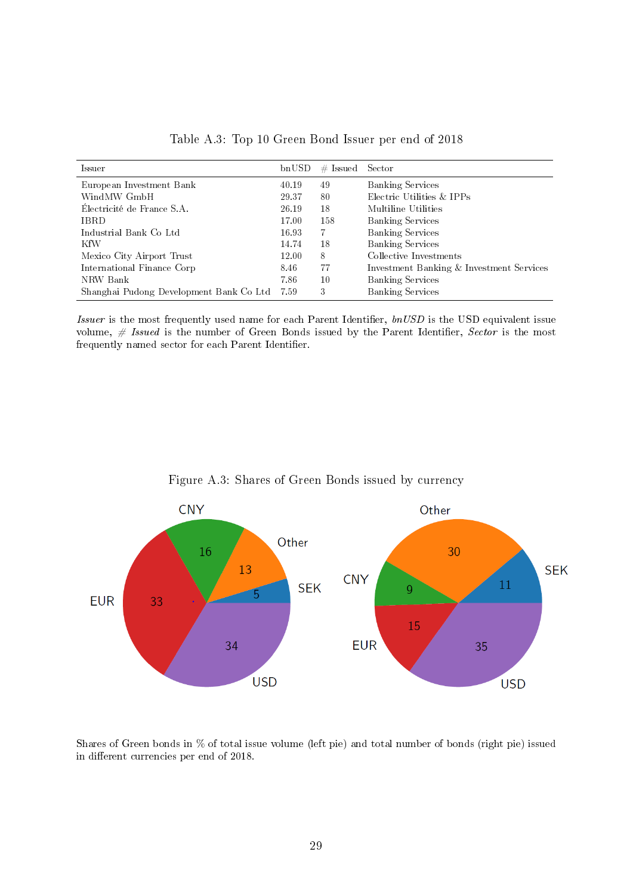Table A.3: Top 10 Green Bond Issuer per end of 2018

| Issuer | bnUSD | # Issued | Sector |
|---|---|---|---|
| European Investment Bank | 40.19 | 49 | Banking Services |
| WindMW GmbH | 29.37 | 80 | Electric Utilities & IPPs |
| Électricité de France S.A. | 26.19 | 18 | Multiline Utilities |
| IBRD | 17.00 | 158 | Banking Services |
| Industrial Bank Co Ltd | 16.93 | 7 | Banking Services |
| KfW | 14.74 | 18 | Banking Services |
| Mexico City Airport Trust | 12.00 | 8 | Collective Investments |
| International Finance Corp | 8.46 | 77 | Investment Banking & Investment Services |
| NRW Bank | 7.86 | 10 | Banking Services |
| Shanghai Pudong Development Bank Co Ltd | 7.59 | 3 | Banking Services |

*Issuer* is the most frequently used name for each Parent Identifier, *bnUSD* is the USD equivalent issue volume, *# Issued* is the number of Green Bonds issued by the Parent Identifier, *Sector* is the most frequently named sector for each Parent Identifier.

Figure A.3: Shares of Green Bonds issued by currency

Shares of Green bonds in % of total issue volume (left pie) and total number of bonds (right pie) issued in different currencies per end of 2018.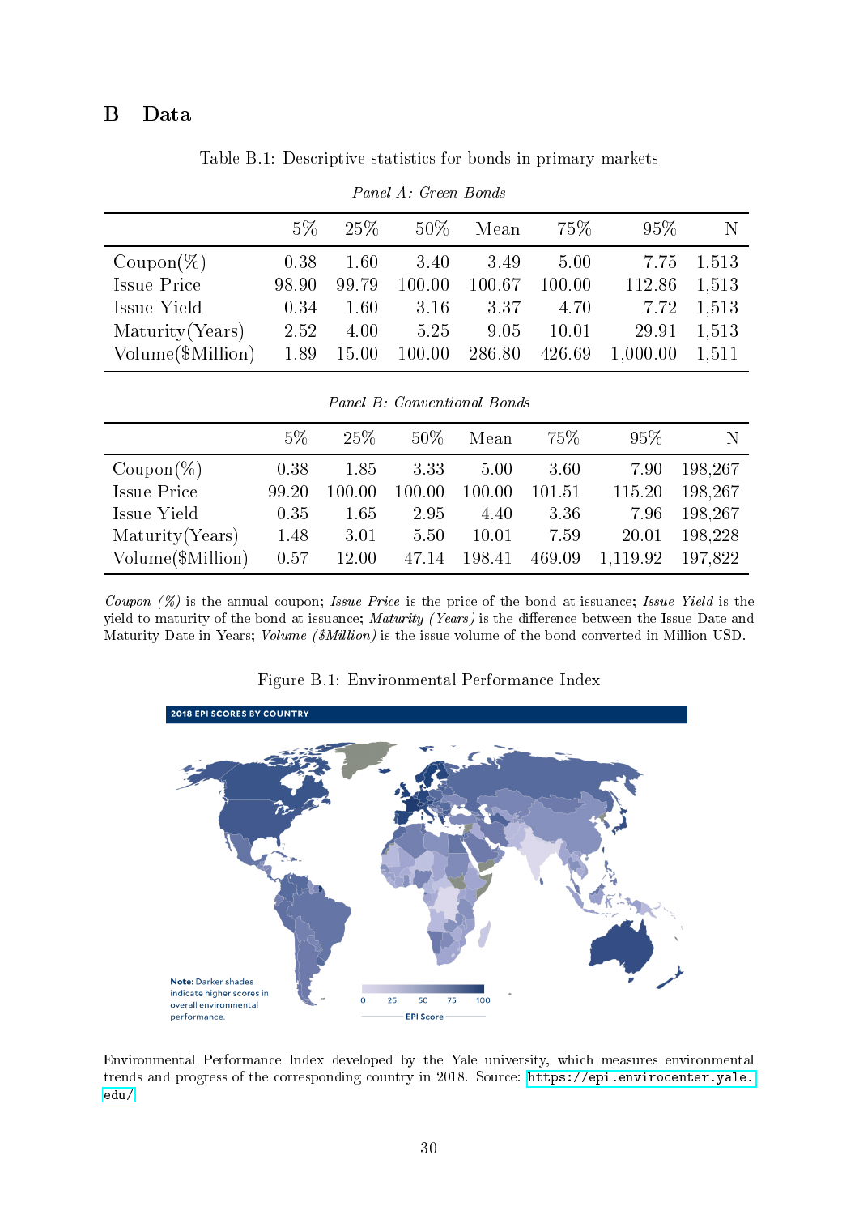# B Data

Table B.1: Descriptive statistics for bonds in primary markets

*Panel A: Green Bonds*

| | 5% | 25% | 50% | Mean | 75% | 95% | N |
|---|---|---|---|---|---|---|---|
| Coupon(%) | 0.38 | 1.60 | 3.40 | 3.49 | 5.00 | 7.75 | 1,513 |
| Issue Price | 98.90 | 99.79 | 100.00 | 100.67 | 100.00 | 112.86 | 1,513 |
| Issue Yield | 0.34 | 1.60 | 3.16 | 3.37 | 4.70 | 7.72 | 1,513 |
| Maturity(Years) | 2.52 | 4.00 | 5.25 | 9.05 | 10.01 | 29.91 | 1,513 |
| Volume($Million) | 1.89 | 15.00 | 100.00 | 286.80 | 426.69 | 1,000.00 | 1,511 |

*Panel B: Conventional Bonds*

| | 5% | 25% | 50% | Mean | 75% | 95% | N |
|---|---|---|---|---|---|---|---|
| Coupon(%) | 0.38 | 1.85 | 3.33 | 5.00 | 3.60 | 7.90 | 198,267 |
| Issue Price | 99.20 | 100.00 | 100.00 | 100.00 | 101.51 | 115.20 | 198,267 |
| Issue Yield | 0.35 | 1.65 | 2.95 | 4.40 | 3.36 | 7.96 | 198,267 |
| Maturity(Years) | 1.48 | 3.01 | 5.50 | 10.01 | 7.59 | 20.01 | 198,228 |
| Volume($Million) | 0.57 | 12.00 | 47.14 | 198.41 | 469.09 | 1,119.92 | 197,822 |

*Coupon (%)* is the annual coupon; *Issue Price* is the price of the bond at issuance; *Issue Yield* is the yield to maturity of the bond at issuance; *Maturity (Years)* is the difference between the Issue Date and Maturity Date in Years; *Volume ($Million)* is the issue volume of the bond converted in Million USD.

Figure B.1: Environmental Performance Index

Environmental Performance Index developed by the Yale university, which measures environmental trends and progress of the corresponding country in 2018. Source: https://epi.envirocenter.yale.edu/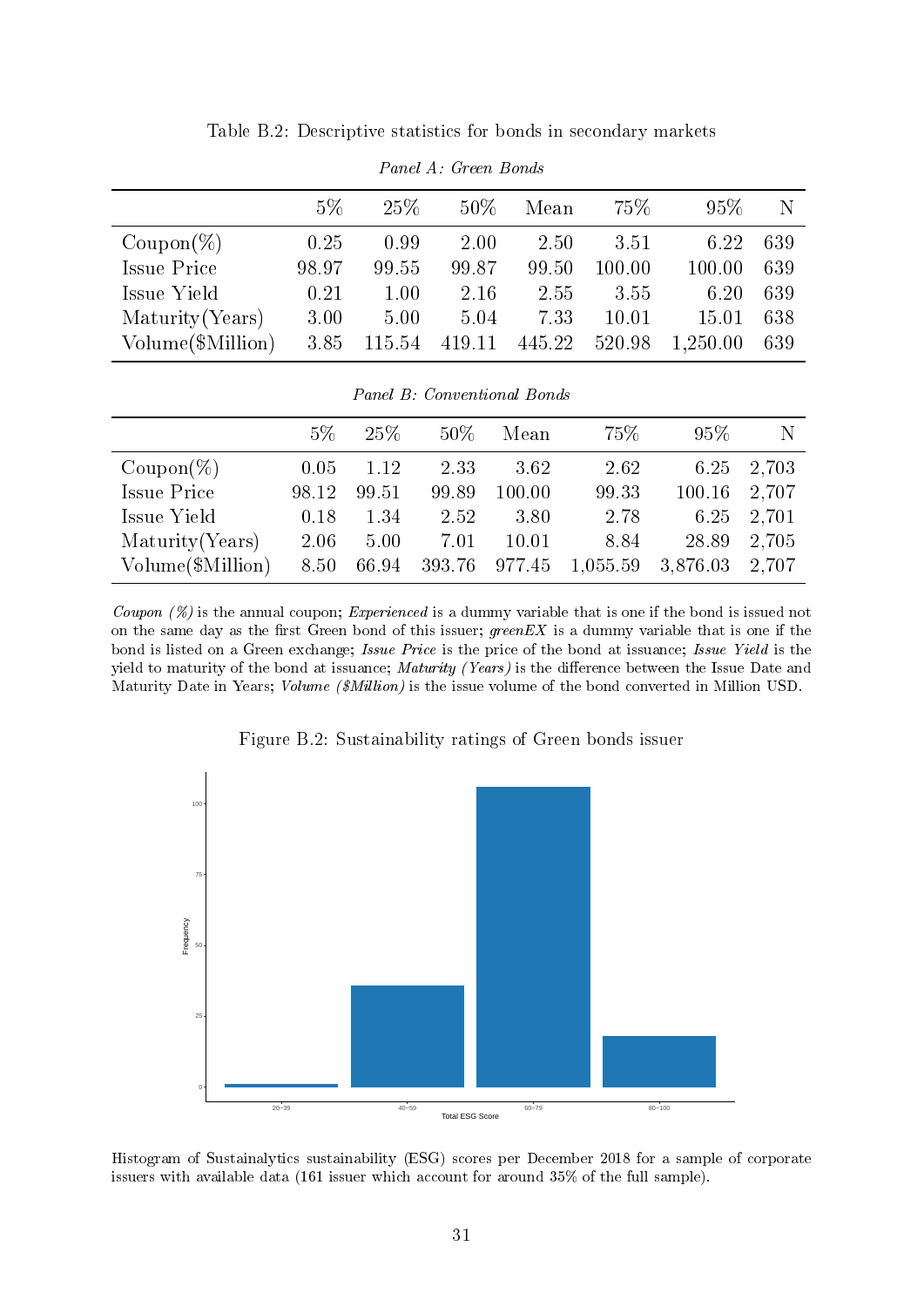Table B.2: Descriptive statistics for bonds in secondary markets

*Panel A: Green Bonds*

| | 5% | 25% | 50% | Mean | 75% | 95% | N |
|---|---|---|---|---|---|---|---|
| Coupon(%) | 0.25 | 0.99 | 2.00 | 2.50 | 3.51 | 6.22 | 639 |
| Issue Price | 98.97 | 99.55 | 99.87 | 99.50 | 100.00 | 100.00 | 639 |
| Issue Yield | 0.21 | 1.00 | 2.16 | 2.55 | 3.55 | 6.20 | 639 |
| Maturity(Years) | 3.00 | 5.00 | 5.04 | 7.33 | 10.01 | 15.01 | 638 |
| Volume($Million) | 3.85 | 115.54 | 419.11 | 445.22 | 520.98 | 1,250.00 | 639 |

*Panel B: Conventional Bonds*

| | 5% | 25% | 50% | Mean | 75% | 95% | N |
|---|---|---|---|---|---|---|---|
| Coupon(%) | 0.05 | 1.12 | 2.33 | 3.62 | 2.62 | 6.25 | 2,703 |
| Issue Price | 98.12 | 99.51 | 99.89 | 100.00 | 99.33 | 100.16 | 2,707 |
| Issue Yield | 0.18 | 1.34 | 2.52 | 3.80 | 2.78 | 6.25 | 2,701 |
| Maturity(Years) | 2.06 | 5.00 | 7.01 | 10.01 | 8.84 | 28.89 | 2,705 |
| Volume($Million) | 8.50 | 66.94 | 393.76 | 977.45 | 1,055.59 | 3,876.03 | 2,707 |

*Coupon (%)* is the annual coupon; *Experienced* is a dummy variable that is one if the bond is issued not on the same day as the first Green bond of this issuer; *greenEX* is a dummy variable that is one if the bond is listed on a Green exchange; *Issue Price* is the price of the bond at issuance; *Issue Yield* is the yield to maturity of the bond at issuance; *Maturity (Years)* is the difference between the Issue Date and Maturity Date in Years; *Volume ($Million)* is the issue volume of the bond converted in Million USD.

Figure B.2: Sustainability ratings of Green bonds issuer

Histogram of Sustainalytics sustainability (ESG) scores per December 2018 for a sample of corporate issuers with available data (161 issuer which account for around 35% of the full sample).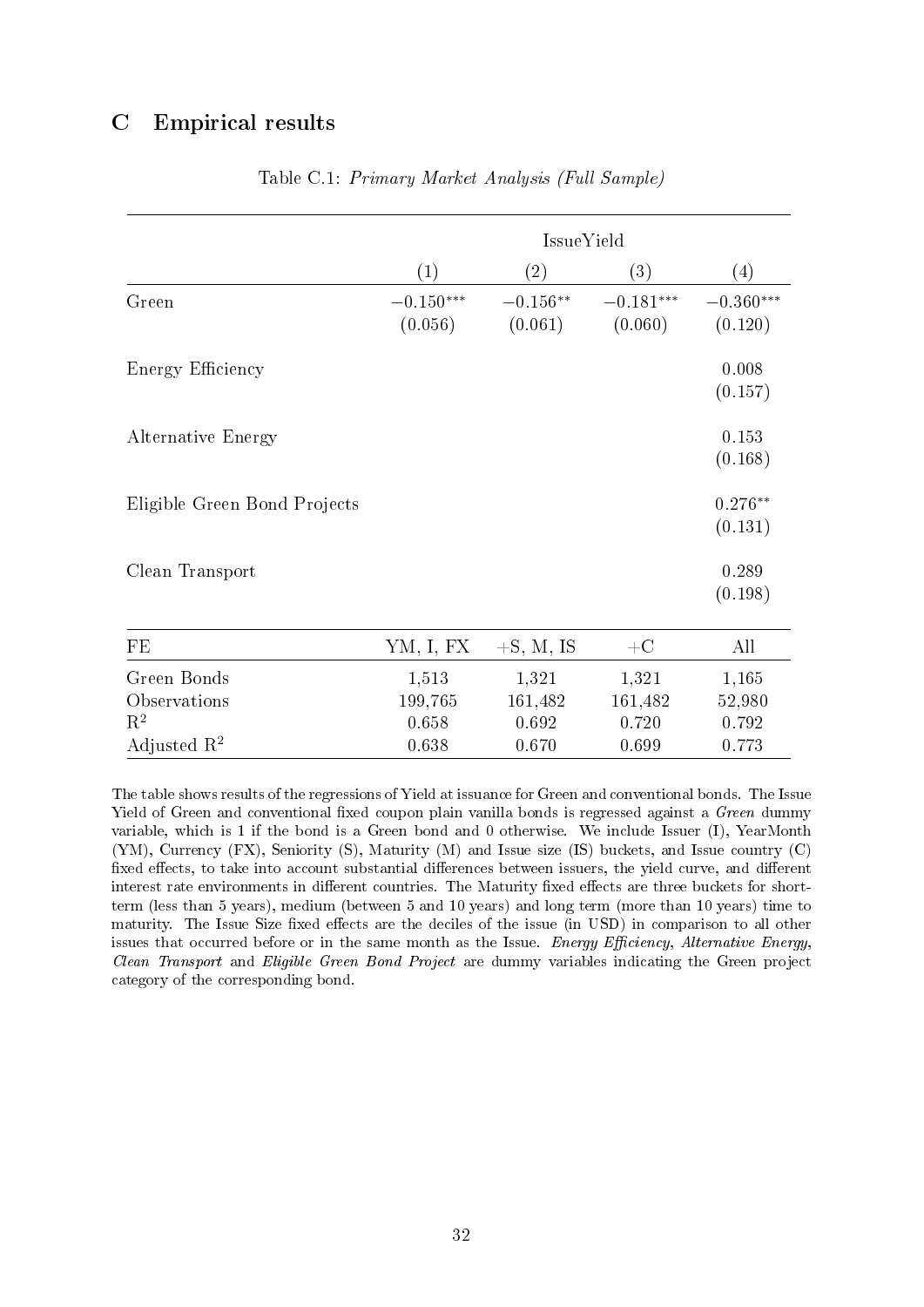# C Empirical results

Table C.1: *Primary Market Analysis (Full Sample)*

| | IssueYield | | | |
|---|---|---|---|---|
| | (1) | (2) | (3) | (4) |
| Green | $-0.150^{***}$ | $-0.156^{**}$ | $-0.181^{***}$ | $-0.360^{***}$ |
| | (0.056) | (0.061) | (0.060) | (0.120) |
| Energy Efficiency | | | | 0.008 |
| | | | | (0.157) |
| Alternative Energy | | | | 0.153 |
| | | | | (0.168) |
| Eligible Green Bond Projects | | | | $0.276^{**}$ |
| | | | | (0.131) |
| Clean Transport | | | | 0.289 |
| | | | | (0.198) |
| FE | YM, I, FX | +S, M, IS | +C | All |
| Green Bonds | 1,513 | 1,321 | 1,321 | 1,165 |
| Observations | 199,765 | 161,482 | 161,482 | 52,980 |
| $R^2$ | 0.658 | 0.692 | 0.720 | 0.792 |
| Adjusted $R^2$ | 0.638 | 0.670 | 0.699 | 0.773 |

The table shows results of the regressions of Yield at issuance for Green and conventional bonds. The Issue Yield of Green and conventional fixed coupon plain vanilla bonds is regressed against a *Green* dummy variable, which is 1 if the bond is a Green bond and 0 otherwise. We include Issuer (I), YearMonth (YM), Currency (FX), Seniority (S), Maturity (M) and Issue size (IS) buckets, and Issue country (C) fixed effects, to take into account substantial differences between issuers, the yield curve, and different interest rate environments in different countries. The Maturity fixed effects are three buckets for short-term (less than 5 years), medium (between 5 and 10 years) and long term (more than 10 years) time to maturity. The Issue Size fixed effects are the deciles of the issue (in USD) in comparison to all other issues that occurred before or in the same month as the Issue. *Energy Efficiency*, *Alternative Energy*, *Clean Transport* and *Eligible Green Bond Project* are dummy variables indicating the Green project category of the corresponding bond.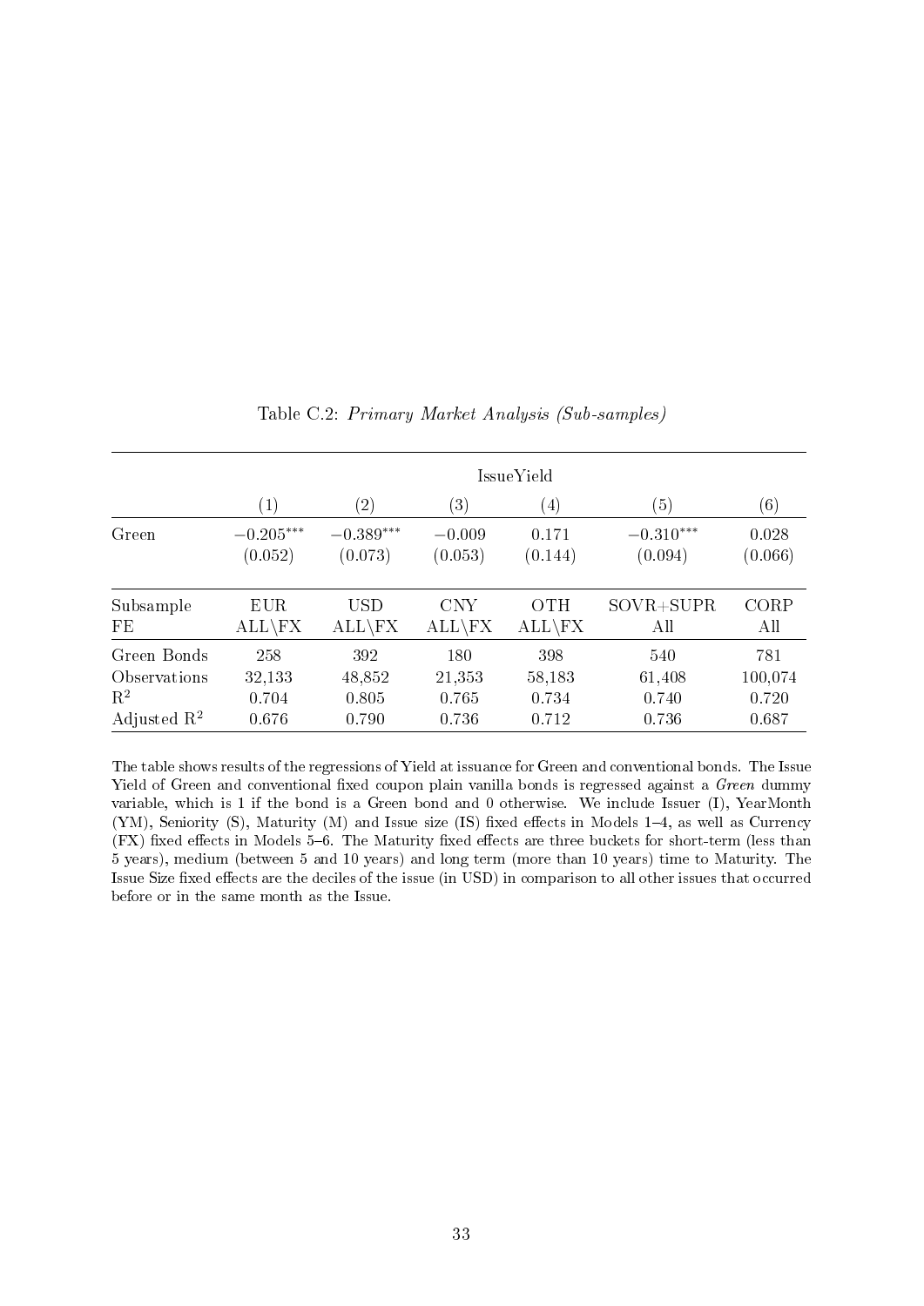Table C.2: *Primary Market Analysis (Sub-samples)*

| | IssueYield | | | | | |
|---|---|---|---|---|---|---|
| | (1) | (2) | (3) | (4) | (5) | (6) |
| Green | $-0.205^{***}$ | $-0.389^{***}$ | $-0.009$ | 0.171 | $-0.310^{***}$ | 0.028 |
| | (0.052) | (0.073) | (0.053) | (0.144) | (0.094) | (0.066) |
| Subsample | EUR | USD | CNY | OTH | SOVR+SUPR | CORP |
| FE | ALL\FX | ALL\FX | ALL\FX | ALL\FX | All | All |
| Green Bonds | 258 | 392 | 180 | 398 | 540 | 781 |
| Observations | 32,133 | 48,852 | 21,353 | 58,183 | 61,408 | 100,074 |
| $R^2$ | 0.704 | 0.805 | 0.765 | 0.734 | 0.740 | 0.720 |
| Adjusted $R^2$ | 0.676 | 0.790 | 0.736 | 0.712 | 0.736 | 0.687 |

The table shows results of the regressions of Yield at issuance for Green and conventional bonds. The Issue Yield of Green and conventional fixed coupon plain vanilla bonds is regressed against a *Green* dummy variable, which is 1 if the bond is a Green bond and 0 otherwise. We include Issuer (I), YearMonth (YM), Seniority (S), Maturity (M) and Issue size (IS) fixed effects in Models 1–4, as well as Currency (FX) fixed effects in Models 5–6. The Maturity fixed effects are three buckets for short-term (less than 5 years), medium (between 5 and 10 years) and long term (more than 10 years) time to Maturity. The Issue Size fixed effects are the deciles of the issue (in USD) in comparison to all other issues that occurred before or in the same month as the Issue.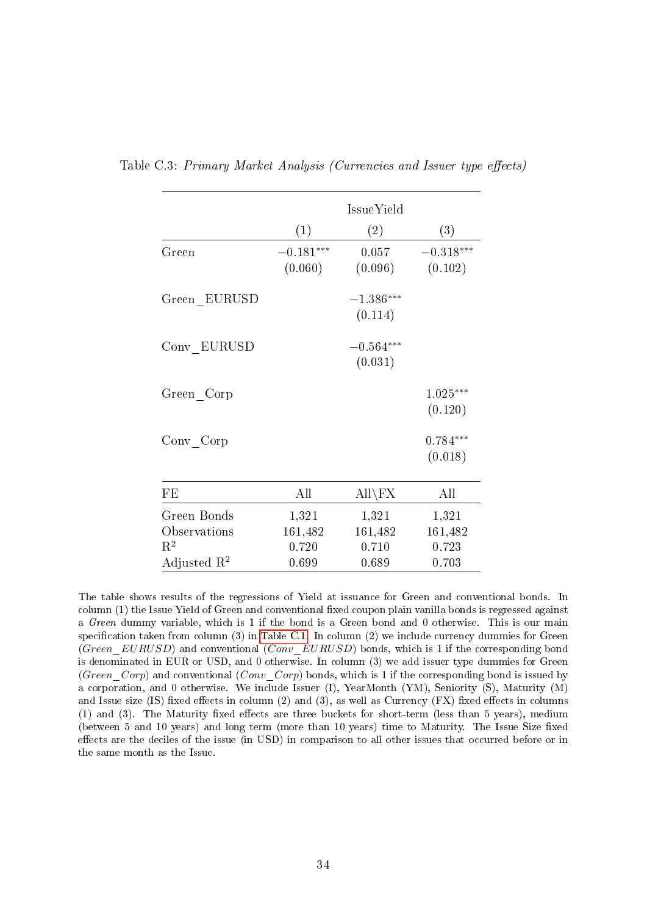Table C.3: *Primary Market Analysis (Currencies and Issuer type effects)*

| | IssueYield | | |
|---|---|---|---|
| | (1) | (2) | (3) |
| Green | $-0.181^{***}$ | 0.057 | $-0.318^{***}$ |
| | (0.060) | (0.096) | (0.102) |
| Green_EURUSD | | $-1.386^{***}$ | |
| | | (0.114) | |
| Conv_EURUSD | | $-0.564^{***}$ | |
| | | (0.031) | |
| Green_Corp | | | $1.025^{***}$ |
| | | | (0.120) |
| Conv_Corp | | | $0.784^{***}$ |
| | | | (0.018) |
| FE | All | All\FX | All |
| Green Bonds | 1,321 | 1,321 | 1,321 |
| Observations | 161,482 | 161,482 | 161,482 |
| $R^2$ | 0.720 | 0.710 | 0.723 |
| Adjusted $R^2$ | 0.699 | 0.689 | 0.703 |

The table shows results of the regressions of Yield at issuance for Green and conventional bonds. In column (1) the Issue Yield of Green and conventional fixed coupon plain vanilla bonds is regressed against a *Green* dummy variable, which is 1 if the bond is a Green bond and 0 otherwise. This is our main specification taken from column (3) in Table C.1. In column (2) we include currency dummies for Green (*Green_EURUSD*) and conventional (*Conv_EURUSD*) bonds, which is 1 if the corresponding bond is denominated in EUR or USD, and 0 otherwise. In column (3) we add issuer type dummies for Green (*Green_Corp*) and conventional (*Conv_Corp*) bonds, which is 1 if the corresponding bond is issued by a corporation, and 0 otherwise. We include Issuer (I), YearMonth (YM), Seniority (S), Maturity (M) and Issue size (IS) fixed effects in column (2) and (3), as well as Currency (FX) fixed effects in columns (1) and (3). The Maturity fixed effects are three buckets for short-term (less than 5 years), medium (between 5 and 10 years) and long term (more than 10 years) time to Maturity. The Issue Size fixed effects are the deciles of the issue (in USD) in comparison to all other issues that occurred before or in the same month as the Issue.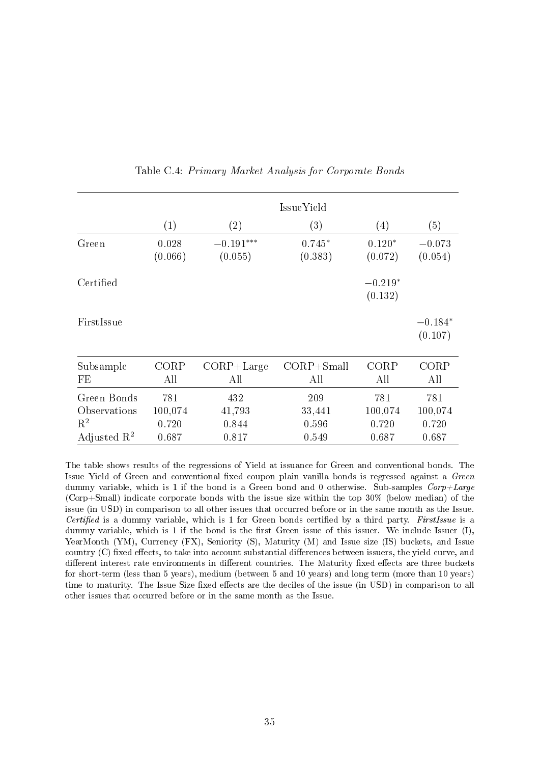Table C.4: *Primary Market Analysis for Corporate Bonds*

| | IssueYield | | | | |
|---|---|---|---|---|---|
| | (1) | (2) | (3) | (4) | (5) |
| Green | 0.028 | $-0.191^{***}$ | $0.745^{*}$ | $0.120^{*}$ | $-0.073$ |
| | (0.066) | (0.055) | (0.383) | (0.072) | (0.054) |
| Certified | | | | $-0.219^{*}$ | |
| | | | | (0.132) | |
| FirstIssue | | | | | $-0.184^{*}$ |
| | | | | | (0.107) |
| Subsample | CORP | CORP+Large | CORP+Small | CORP | CORP |
| FE | All | All | All | All | All |
| Green Bonds | 781 | 432 | 209 | 781 | 781 |
| Observations | 100,074 | 41,793 | 33,441 | 100,074 | 100,074 |
| $R^2$ | 0.720 | 0.844 | 0.596 | 0.720 | 0.720 |
| Adjusted $R^2$ | 0.687 | 0.817 | 0.549 | 0.687 | 0.687 |

The table shows results of the regressions of Yield at issuance for Green and conventional bonds. The Issue Yield of Green and conventional fixed coupon plain vanilla bonds is regressed against a *Green* dummy variable, which is 1 if the bond is a Green bond and 0 otherwise. Sub-samples *Corp+Large* (Corp+Small) indicate corporate bonds with the issue size within the top 30% (below median) of the issue (in USD) in comparison to all other issues that occurred before or in the same month as the Issue. *Certified* is a dummy variable, which is 1 for Green bonds certified by a third party. *FirstIssue* is a dummy variable, which is 1 if the bond is the first Green issue of this issuer. We include Issuer (I), YearMonth (YM), Currency (FX), Seniority (S), Maturity (M) and Issue size (IS) buckets, and Issue country (C) fixed effects, to take into account substantial differences between issuers, the yield curve, and different interest rate environments in different countries. The Maturity fixed effects are three buckets for short-term (less than 5 years), medium (between 5 and 10 years) and long term (more than 10 years) time to maturity. The Issue Size fixed effects are the deciles of the issue (in USD) in comparison to all other issues that occurred before or in the same month as the Issue.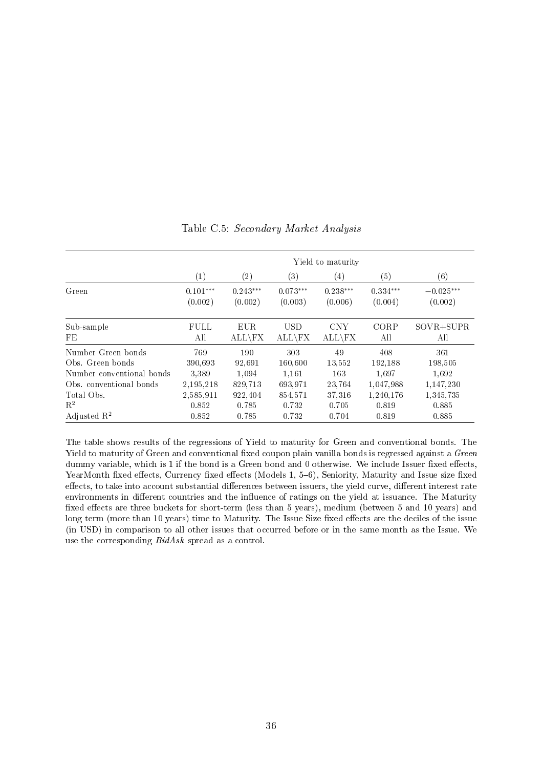Table C.5: *Secondary Market Analysis*

| | Yield to maturity | | | | | |
|---|---|---|---|---|---|---|
| | (1) | (2) | (3) | (4) | (5) | (6) |
| Green | 0.101*** | 0.243*** | 0.073*** | 0.238*** | 0.334*** | −0.025*** |
| | (0.002) | (0.002) | (0.003) | (0.006) | (0.004) | (0.002) |
| Sub-sample | FULL | EUR | USD | CNY | CORP | SOVR+SUPR |
| FE | All | ALL\FX | ALL\FX | ALL\FX | All | All |
| Number Green bonds | 769 | 190 | 303 | 49 | 408 | 361 |
| Obs. Green bonds | 390,693 | 92,691 | 160,600 | 13,552 | 192,188 | 198,505 |
| Number conventional bonds | 3,389 | 1,094 | 1,161 | 163 | 1,697 | 1,692 |
| Obs. conventional bonds | 2,195,218 | 829,713 | 693,971 | 23,764 | 1,047,988 | 1,147,230 |
| Total Obs. | 2,585,911 | 922,404 | 854,571 | 37,316 | 1,240,176 | 1,345,735 |
| $R^2$ | 0.852 | 0.785 | 0.732 | 0.705 | 0.819 | 0.885 |
| Adjusted $R^2$ | 0.852 | 0.785 | 0.732 | 0.704 | 0.819 | 0.885 |

The table shows results of the regressions of Yield to maturity for Green and conventional bonds. The Yield to maturity of Green and conventional fixed coupon plain vanilla bonds is regressed against a *Green* dummy variable, which is 1 if the bond is a Green bond and 0 otherwise. We include Issuer fixed effects, YearMonth fixed effects, Currency fixed effects (Models 1, 5–6), Seniority, Maturity and Issue size fixed effects, to take into account substantial differences between issuers, the yield curve, different interest rate environments in different countries and the influence of ratings on the yield at issuance. The Maturity fixed effects are three buckets for short-term (less than 5 years), medium (between 5 and 10 years) and long term (more than 10 years) time to Maturity. The Issue Size fixed effects are the deciles of the issue (in USD) in comparison to all other issues that occurred before or in the same month as the Issue. We use the corresponding *BidAsk* spread as a control.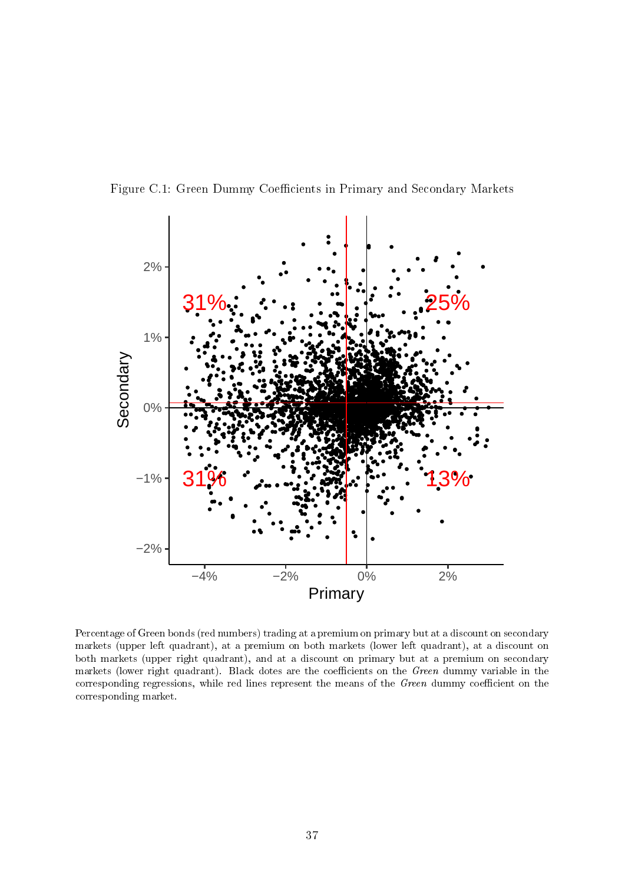Figure C.1: Green Dummy Coefficients in Primary and Secondary Markets

Percentage of Green bonds (red numbers) trading at a premium on primary but at a discount on secondary markets (upper left quadrant), at a premium on both markets (lower left quadrant), at a discount on both markets (upper right quadrant), and at a discount on primary but at a premium on secondary markets (lower right quadrant). Black dotes are the coefficients on the *Green* dummy variable in the corresponding regressions, while red lines represent the means of the *Green* dummy coefficient on the corresponding market.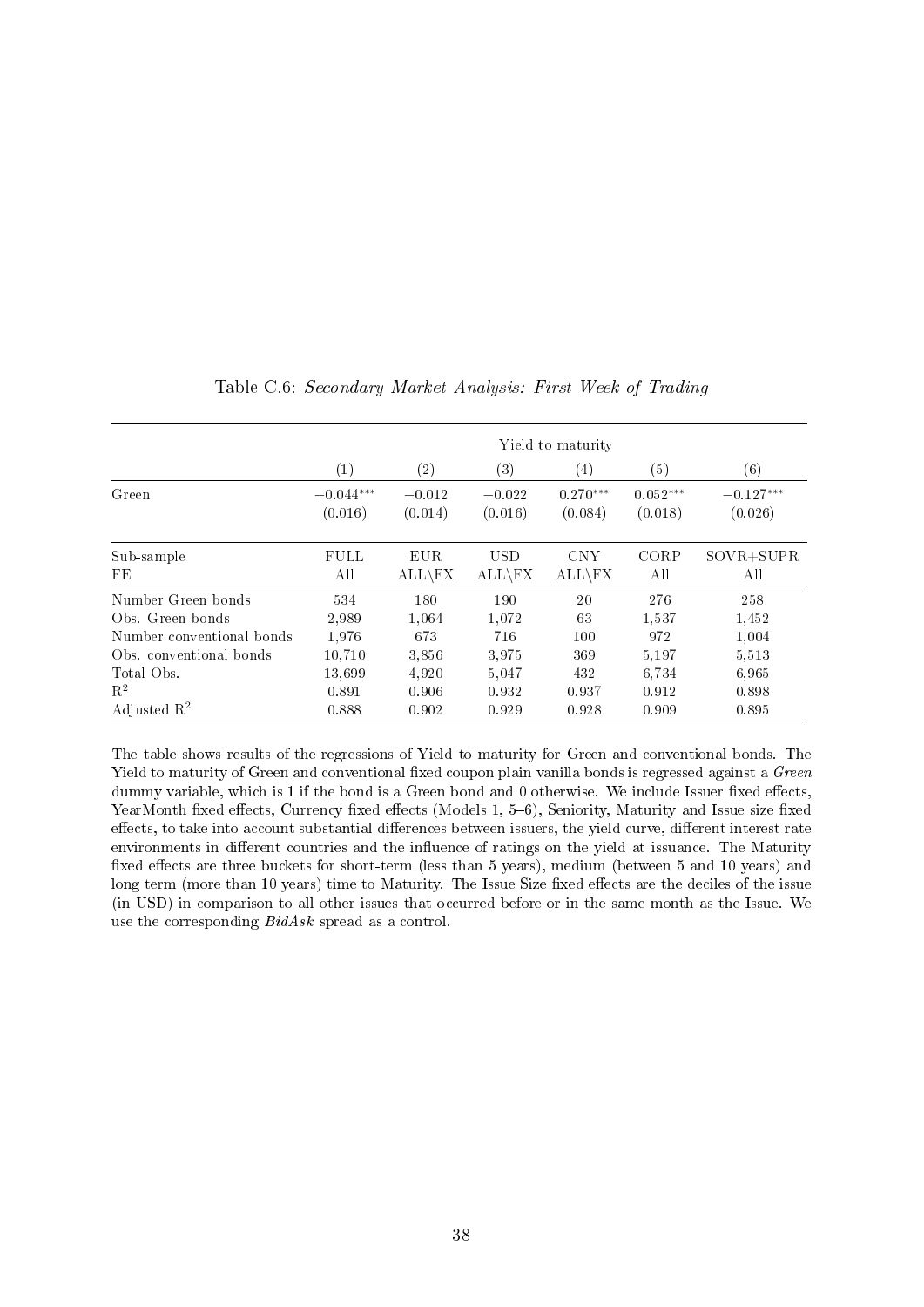Table C.6: *Secondary Market Analysis: First Week of Trading*

| | Yield to maturity | | | | | |
|---|---|---|---|---|---|---|
| | (1) | (2) | (3) | (4) | (5) | (6) |
| Green | $-0.044^{***}$ | $-0.012$ | $-0.022$ | $0.270^{***}$ | $0.052^{***}$ | $-0.127^{***}$ |
| | (0.016) | (0.014) | (0.016) | (0.084) | (0.018) | (0.026) |
| Sub-sample | FULL | EUR | USD | CNY | CORP | SOVR+SUPR |
| FE | All | ALL\FX | ALL\FX | ALL\FX | All | All |
| Number Green bonds | 534 | 180 | 190 | 20 | 276 | 258 |
| Obs. Green bonds | 2,989 | 1,064 | 1,072 | 63 | 1,537 | 1,452 |
| Number conventional bonds | 1,976 | 673 | 716 | 100 | 972 | 1,004 |
| Obs. conventional bonds | 10,710 | 3,856 | 3,975 | 369 | 5,197 | 5,513 |
| Total Obs. | 13,699 | 4,920 | 5,047 | 432 | 6,734 | 6,965 |
| $R^2$ | 0.891 | 0.906 | 0.932 | 0.937 | 0.912 | 0.898 |
| Adjusted $R^2$ | 0.888 | 0.902 | 0.929 | 0.928 | 0.909 | 0.895 |

The table shows results of the regressions of Yield to maturity for Green and conventional bonds. The Yield to maturity of Green and conventional fixed coupon plain vanilla bonds is regressed against a *Green* dummy variable, which is 1 if the bond is a Green bond and 0 otherwise. We include Issuer fixed effects, YearMonth fixed effects, Currency fixed effects (Models 1, 5–6), Seniority, Maturity and Issue size fixed effects, to take into account substantial differences between issuers, the yield curve, different interest rate environments in different countries and the influence of ratings on the yield at issuance. The Maturity fixed effects are three buckets for short-term (less than 5 years), medium (between 5 and 10 years) and long term (more than 10 years) time to Maturity. The Issue Size fixed effects are the deciles of the issue (in USD) in comparison to all other issues that occurred before or in the same month as the Issue. We use the corresponding *BidAsk* spread as a control.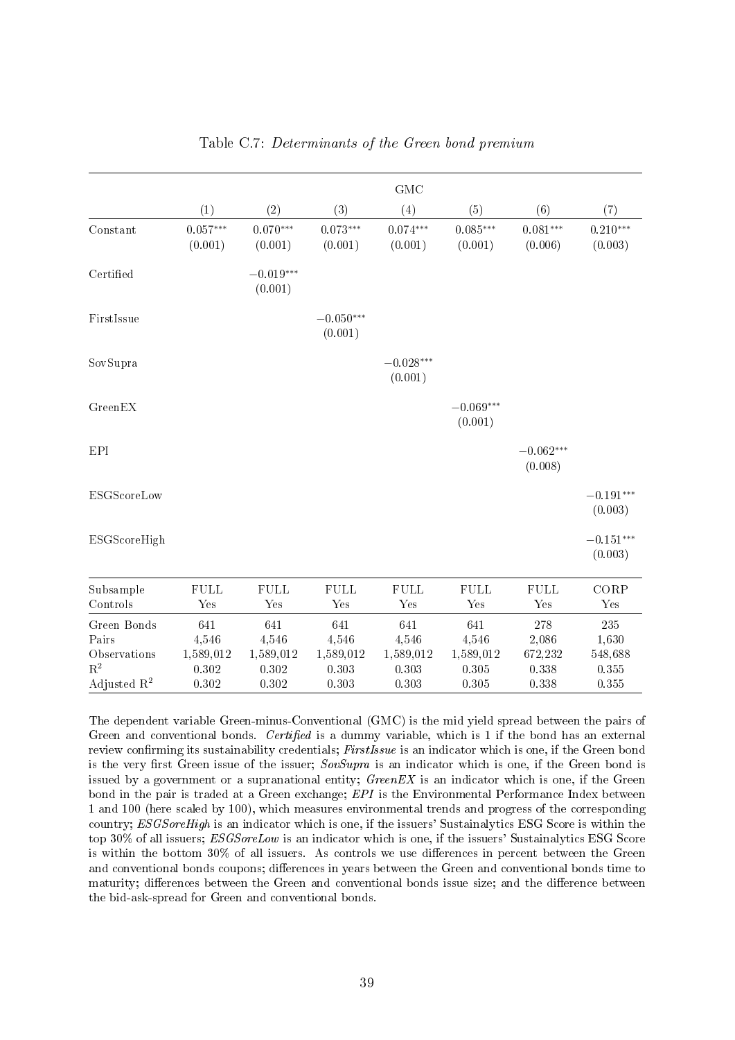Table C.7: *Determinants of the Green bond premium*

| | GMC | | | | | | |
|---|---|---|---|---|---|---|---|
| | (1) | (2) | (3) | (4) | (5) | (6) | (7) |
| Constant | 0.057*** | 0.070*** | 0.073*** | 0.074*** | 0.085*** | 0.081*** | 0.210*** |
| | (0.001) | (0.001) | (0.001) | (0.001) | (0.001) | (0.006) | (0.003) |
| Certified | | −0.019*** | | | | | |
| | | (0.001) | | | | | |
| FirstIssue | | | −0.050*** | | | | |
| | | | (0.001) | | | | |
| SovSupra | | | | −0.028*** | | | |
| | | | | (0.001) | | | |
| GreenEX | | | | | −0.069*** | | |
| | | | | | (0.001) | | |
| EPI | | | | | | −0.062*** | |
| | | | | | | (0.008) | |
| ESGScoreLow | | | | | | | −0.191*** |
| | | | | | | | (0.003) |
| ESGScoreHigh | | | | | | | −0.151*** |
| | | | | | | | (0.003) |
| Subsample | FULL | FULL | FULL | FULL | FULL | FULL | CORP |
| Controls | Yes | Yes | Yes | Yes | Yes | Yes | Yes |
| Green Bonds | 641 | 641 | 641 | 641 | 641 | 278 | 235 |
| Pairs | 4,546 | 4,546 | 4,546 | 4,546 | 4,546 | 2,086 | 1,630 |
| Observations | 1,589,012 | 1,589,012 | 1,589,012 | 1,589,012 | 1,589,012 | 672,232 | 548,688 |
| $R^2$ | 0.302 | 0.302 | 0.303 | 0.303 | 0.305 | 0.338 | 0.355 |
| Adjusted $R^2$ | 0.302 | 0.302 | 0.303 | 0.303 | 0.305 | 0.338 | 0.355 |

The dependent variable Green-minus-Conventional (GMC) is the mid yield spread between the pairs of Green and conventional bonds. *Certified* is a dummy variable, which is 1 if the bond has an external review confirming its sustainability credentials; *FirstIssue* is an indicator which is one, if the Green bond is the very first Green issue of the issuer; *SovSupra* is an indicator which is one, if the Green bond is issued by a government or a supranational entity; *GreenEX* is an indicator which is one, if the Green bond in the pair is traded at a Green exchange; *EPI* is the Environmental Performance Index between 1 and 100 (here scaled by 100), which measures environmental trends and progress of the corresponding country; *ESGSoreHigh* is an indicator which is one, if the issuers' Sustainalytics ESG Score is within the top 30% of all issuers; *ESGSoreLow* is an indicator which is one, if the issuers' Sustainalytics ESG Score is within the bottom 30% of all issuers. As controls we use differences in percent between the Green and conventional bonds coupons; differences in years between the Green and conventional bonds time to maturity; differences between the Green and conventional bonds issue size; and the difference between the bid-ask-spread for Green and conventional bonds.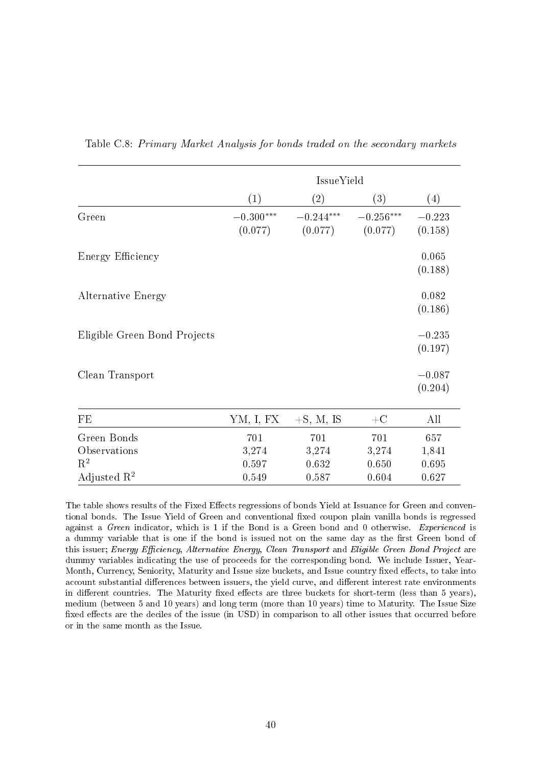Table C.8: *Primary Market Analysis for bonds traded on the secondary markets*

| | IssueYield | | | |
|---|---|---|---|---|
| | (1) | (2) | (3) | (4) |
| Green | $-0.300^{***}$ | $-0.244^{***}$ | $-0.256^{***}$ | $-0.223$ |
| | (0.077) | (0.077) | (0.077) | (0.158) |
| Energy Efficiency | | | | 0.065 |
| | | | | (0.188) |
| Alternative Energy | | | | 0.082 |
| | | | | (0.186) |
| Eligible Green Bond Projects | | | | $-0.235$ |
| | | | | (0.197) |
| Clean Transport | | | | $-0.087$ |
| | | | | (0.204) |
| FE | YM, I, FX | +S, M, IS | +C | All |
| Green Bonds | 701 | 701 | 701 | 657 |
| Observations | 3,274 | 3,274 | 3,274 | 1,841 |
| $R^2$ | 0.597 | 0.632 | 0.650 | 0.695 |
| Adjusted $R^2$ | 0.549 | 0.587 | 0.604 | 0.627 |

The table shows results of the Fixed Effects regressions of bonds Yield at Issuance for Green and conventional bonds. The Issue Yield of Green and conventional fixed coupon plain vanilla bonds is regressed against a *Green* indicator, which is 1 if the Bond is a Green bond and 0 otherwise. *Experienced* is a dummy variable that is one if the bond is issued not on the same day as the first Green bond of this issuer; *Energy Efficiency*, *Alternative Energy*, *Clean Transport* and *Eligible Green Bond Project* are dummy variables indicating the use of proceeds for the corresponding bond. We include Issuer, Year-Month, Currency, Seniority, Maturity and Issue size buckets, and Issue country fixed effects, to take into account substantial differences between issuers, the yield curve, and different interest rate environments in different countries. The Maturity fixed effects are three buckets for short-term (less than 5 years), medium (between 5 and 10 years) and long term (more than 10 years) time to Maturity. The Issue Size fixed effects are the deciles of the issue (in USD) in comparison to all other issues that occurred before or in the same month as the Issue.